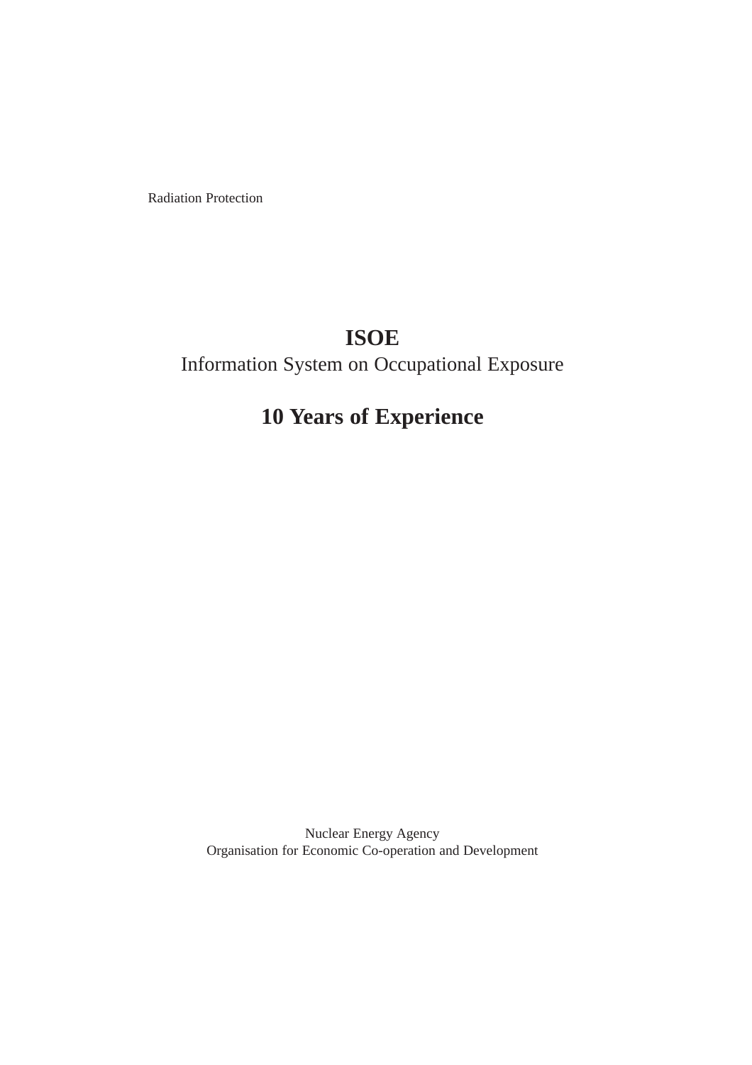Radiation Protection

# ISOE

Information System on Occupational Exposure

## 10 Years of Experience

Nuclear Energy Agency
Organisation for Economic Co-operation and Development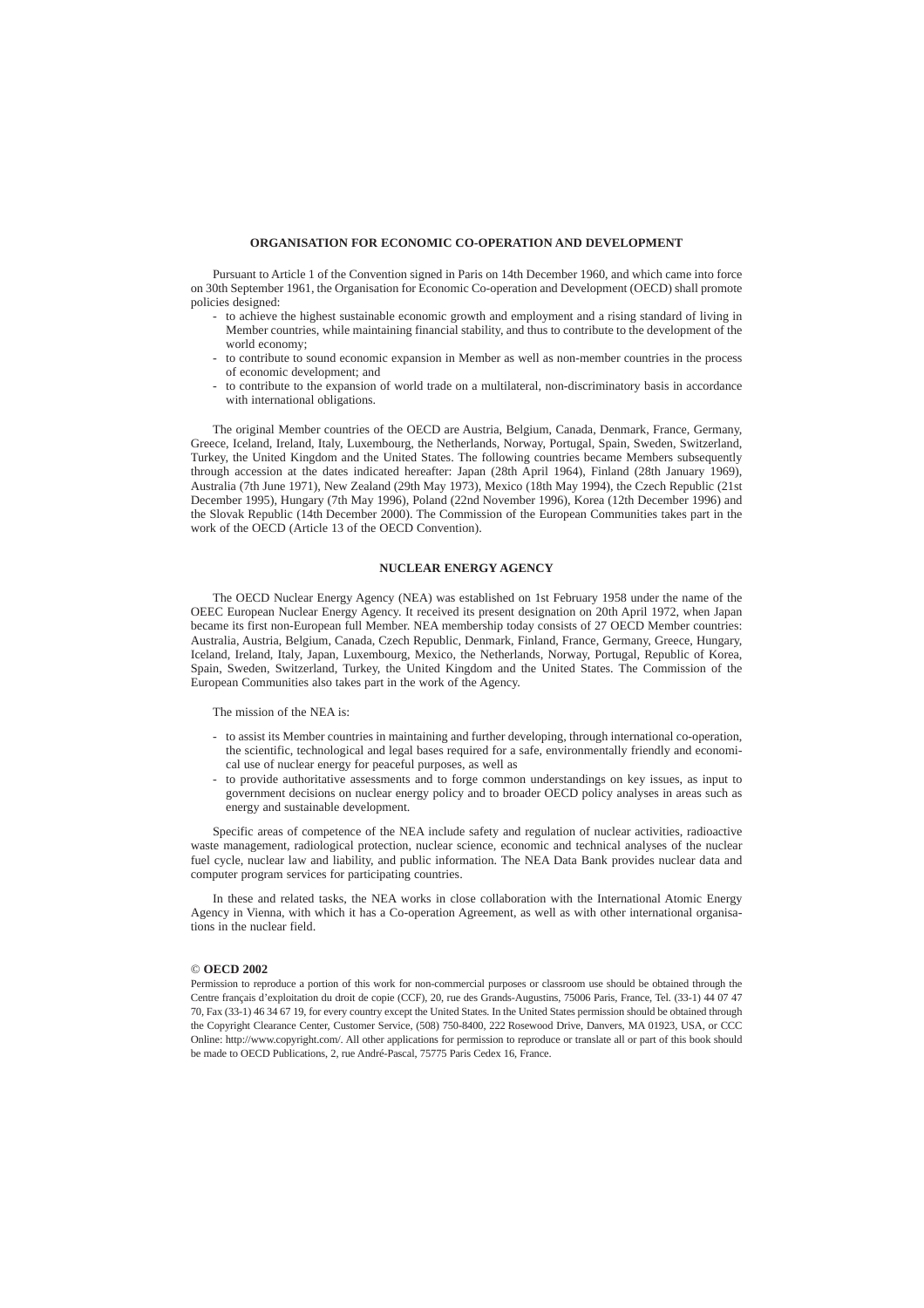## ORGANISATION FOR ECONOMIC CO-OPERATION AND DEVELOPMENT

Pursuant to Article 1 of the Convention signed in Paris on 14th December 1960, and which came into force on 30th September 1961, the Organisation for Economic Co-operation and Development (OECD) shall promote policies designed:

- to achieve the highest sustainable economic growth and employment and a rising standard of living in Member countries, while maintaining financial stability, and thus to contribute to the development of the world economy;
- to contribute to sound economic expansion in Member as well as non-member countries in the process of economic development; and
- to contribute to the expansion of world trade on a multilateral, non-discriminatory basis in accordance with international obligations.

The original Member countries of the OECD are Austria, Belgium, Canada, Denmark, France, Germany, Greece, Iceland, Ireland, Italy, Luxembourg, the Netherlands, Norway, Portugal, Spain, Sweden, Switzerland, Turkey, the United Kingdom and the United States. The following countries became Members subsequently through accession at the dates indicated hereafter: Japan (28th April 1964), Finland (28th January 1969), Australia (7th June 1971), New Zealand (29th May 1973), Mexico (18th May 1994), the Czech Republic (21st December 1995), Hungary (7th May 1996), Poland (22nd November 1996), Korea (12th December 1996) and the Slovak Republic (14th December 2000). The Commission of the European Communities takes part in the work of the OECD (Article 13 of the OECD Convention).

## NUCLEAR ENERGY AGENCY

The OECD Nuclear Energy Agency (NEA) was established on 1st February 1958 under the name of the OEEC European Nuclear Energy Agency. It received its present designation on 20th April 1972, when Japan became its first non-European full Member. NEA membership today consists of 27 OECD Member countries: Australia, Austria, Belgium, Canada, Czech Republic, Denmark, Finland, France, Germany, Greece, Hungary, Iceland, Ireland, Italy, Japan, Luxembourg, Mexico, the Netherlands, Norway, Portugal, Republic of Korea, Spain, Sweden, Switzerland, Turkey, the United Kingdom and the United States. The Commission of the European Communities also takes part in the work of the Agency.

The mission of the NEA is:

- to assist its Member countries in maintaining and further developing, through international co-operation, the scientific, technological and legal bases required for a safe, environmentally friendly and economical use of nuclear energy for peaceful purposes, as well as
- to provide authoritative assessments and to forge common understandings on key issues, as input to government decisions on nuclear energy policy and to broader OECD policy analyses in areas such as energy and sustainable development.

Specific areas of competence of the NEA include safety and regulation of nuclear activities, radioactive waste management, radiological protection, nuclear science, economic and technical analyses of the nuclear fuel cycle, nuclear law and liability, and public information. The NEA Data Bank provides nuclear data and computer program services for participating countries.

In these and related tasks, the NEA works in close collaboration with the International Atomic Energy Agency in Vienna, with which it has a Co-operation Agreement, as well as with other international organisations in the nuclear field.

**© OECD 2002**

Permission to reproduce a portion of this work for non-commercial purposes or classroom use should be obtained through the Centre français d'exploitation du droit de copie (CCF), 20, rue des Grands-Augustins, 75006 Paris, France, Tel. (33-1) 44 07 47 70, Fax (33-1) 46 34 67 19, for every country except the United States. In the United States permission should be obtained through the Copyright Clearance Center, Customer Service, (508) 750-8400, 222 Rosewood Drive, Danvers, MA 01923, USA, or CCC Online: http://www.copyright.com/. All other applications for permission to reproduce or translate all or part of this book should be made to OECD Publications, 2, rue André-Pascal, 75775 Paris Cedex 16, France.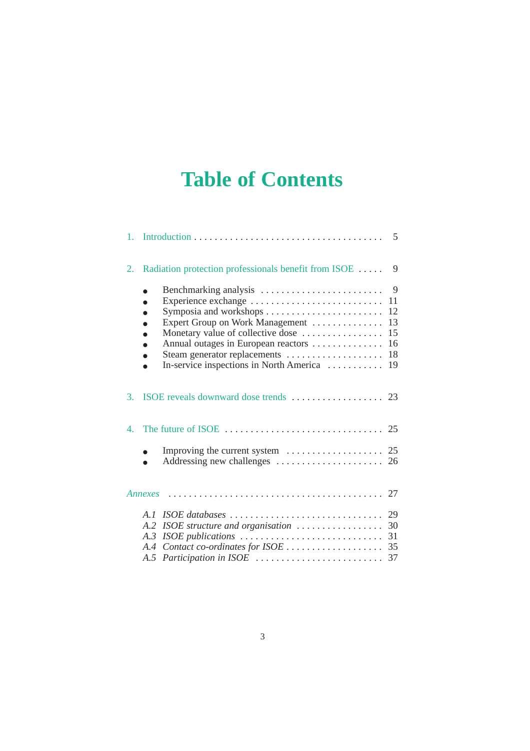# Table of Contents

1. Introduction ..... 5

2. Radiation protection professionals benefit from ISOE ..... 9
   - Benchmarking analysis ..... 9
   - Experience exchange ..... 11
   - Symposia and workshops ..... 12
   - Expert Group on Work Management ..... 13
   - Monetary value of collective dose ..... 15
   - Annual outages in European reactors ..... 16
   - Steam generator replacements ..... 18
   - In-service inspections in North America ..... 19

3. ISOE reveals downward dose trends ..... 23

4. The future of ISOE ..... 25
   - Improving the current system ..... 25
   - Addressing new challenges ..... 26

*Annexes* ..... 27

*A.1 ISOE databases* ..... 29
*A.2 ISOE structure and organisation* ..... 30
*A.3 ISOE publications* ..... 31
*A.4 Contact co-ordinates for ISOE* ..... 35
*A.5 Participation in ISOE* ..... 37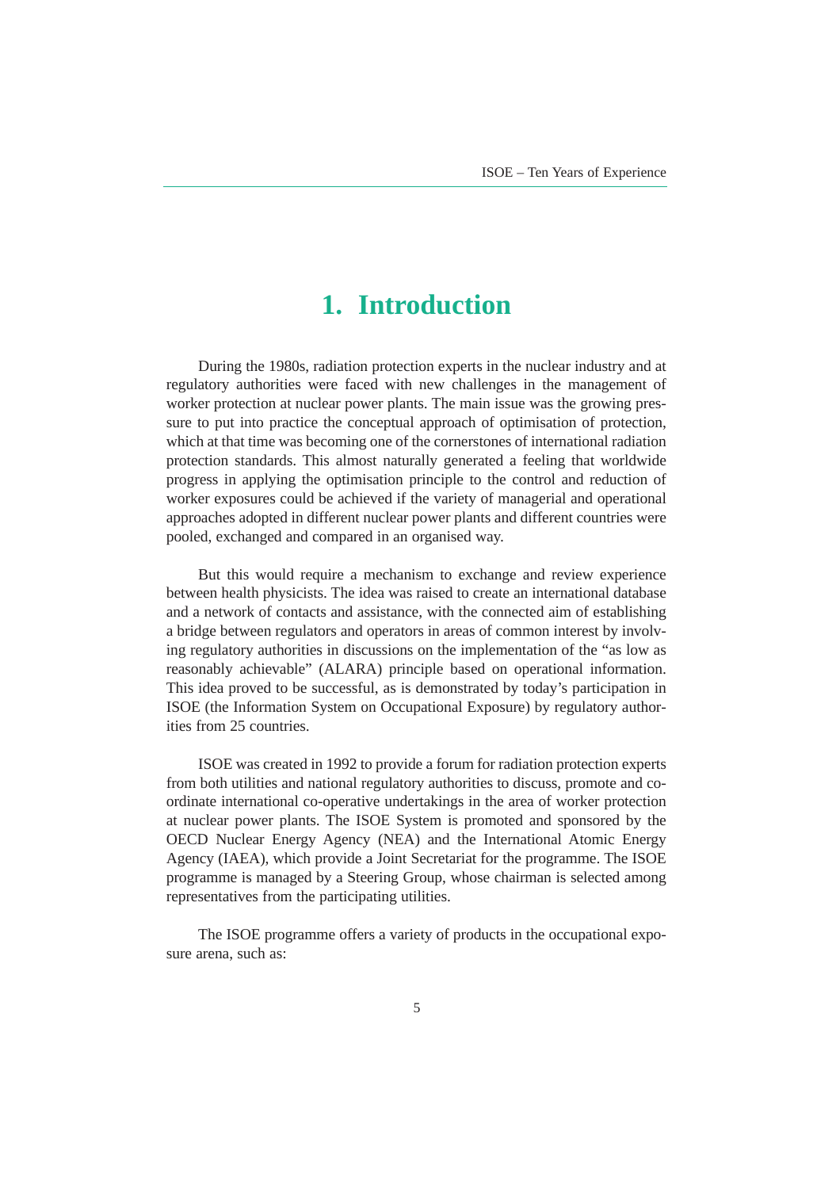# 1. Introduction

During the 1980s, radiation protection experts in the nuclear industry and at regulatory authorities were faced with new challenges in the management of worker protection at nuclear power plants. The main issue was the growing pressure to put into practice the conceptual approach of optimisation of protection, which at that time was becoming one of the cornerstones of international radiation protection standards. This almost naturally generated a feeling that worldwide progress in applying the optimisation principle to the control and reduction of worker exposures could be achieved if the variety of managerial and operational approaches adopted in different nuclear power plants and different countries were pooled, exchanged and compared in an organised way.

But this would require a mechanism to exchange and review experience between health physicists. The idea was raised to create an international database and a network of contacts and assistance, with the connected aim of establishing a bridge between regulators and operators in areas of common interest by involving regulatory authorities in discussions on the implementation of the "as low as reasonably achievable" (ALARA) principle based on operational information. This idea proved to be successful, as is demonstrated by today's participation in ISOE (the Information System on Occupational Exposure) by regulatory authorities from 25 countries.

ISOE was created in 1992 to provide a forum for radiation protection experts from both utilities and national regulatory authorities to discuss, promote and co-ordinate international co-operative undertakings in the area of worker protection at nuclear power plants. The ISOE System is promoted and sponsored by the OECD Nuclear Energy Agency (NEA) and the International Atomic Energy Agency (IAEA), which provide a Joint Secretariat for the programme. The ISOE programme is managed by a Steering Group, whose chairman is selected among representatives from the participating utilities.

The ISOE programme offers a variety of products in the occupational exposure arena, such as: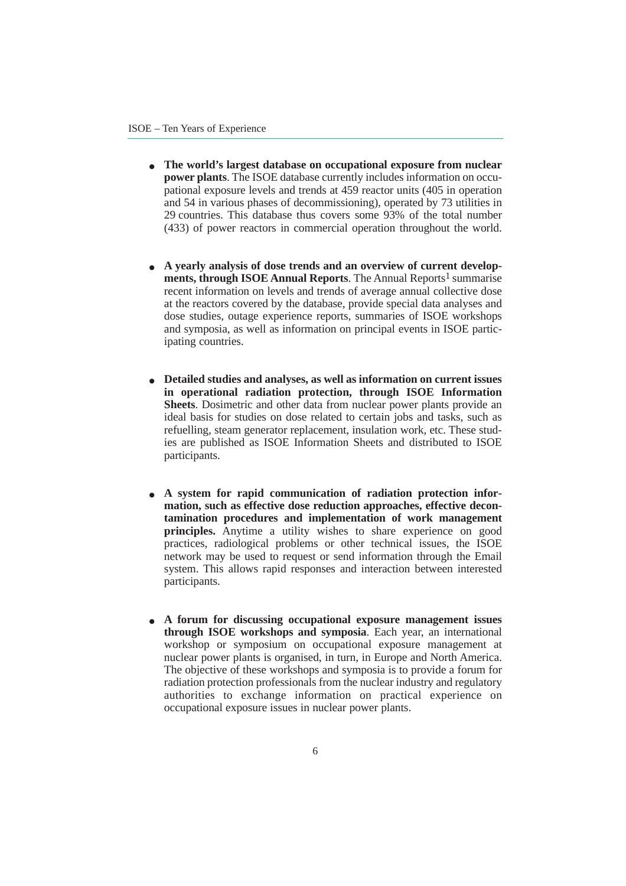- **The world's largest database on occupational exposure from nuclear power plants**. The ISOE database currently includes information on occupational exposure levels and trends at 459 reactor units (405 in operation and 54 in various phases of decommissioning), operated by 73 utilities in 29 countries. This database thus covers some 93% of the total number (433) of power reactors in commercial operation throughout the world.

- **A yearly analysis of dose trends and an overview of current developments, through ISOE Annual Reports**. The Annual Reports[1] summarise recent information on levels and trends of average annual collective dose at the reactors covered by the database, provide special data analyses and dose studies, outage experience reports, summaries of ISOE workshops and symposia, as well as information on principal events in ISOE participating countries.

- **Detailed studies and analyses, as well as information on current issues in operational radiation protection, through ISOE Information Sheets**. Dosimetric and other data from nuclear power plants provide an ideal basis for studies on dose related to certain jobs and tasks, such as refuelling, steam generator replacement, insulation work, etc. These studies are published as ISOE Information Sheets and distributed to ISOE participants.

- **A system for rapid communication of radiation protection information, such as effective dose reduction approaches, effective decontamination procedures and implementation of work management principles.** Anytime a utility wishes to share experience on good practices, radiological problems or other technical issues, the ISOE network may be used to request or send information through the Email system. This allows rapid responses and interaction between interested participants.

- **A forum for discussing occupational exposure management issues through ISOE workshops and symposia**. Each year, an international workshop or symposium on occupational exposure management at nuclear power plants is organised, in turn, in Europe and North America. The objective of these workshops and symposia is to provide a forum for radiation protection professionals from the nuclear industry and regulatory authorities to exchange information on practical experience on occupational exposure issues in nuclear power plants.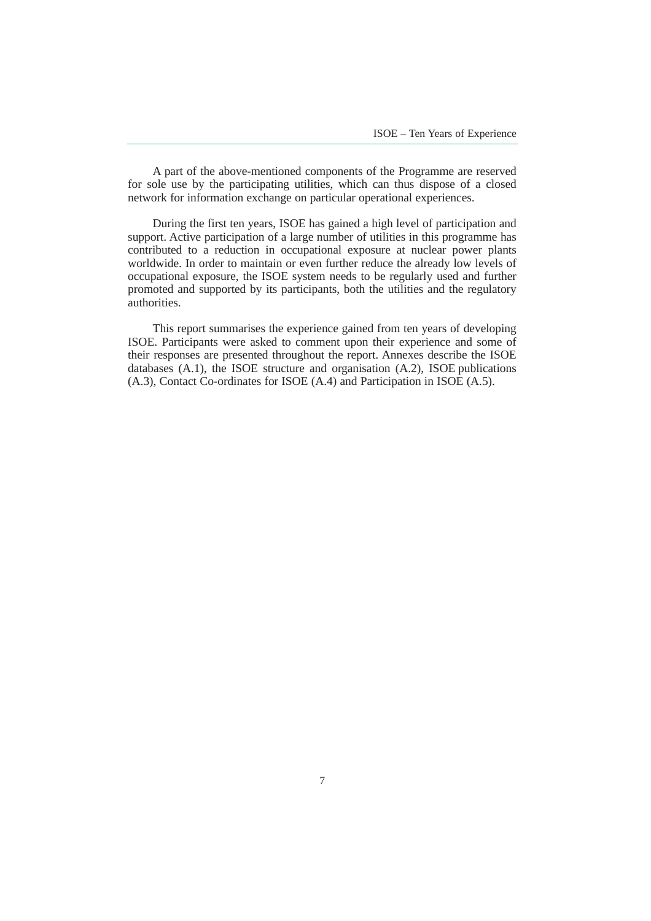A part of the above-mentioned components of the Programme are reserved for sole use by the participating utilities, which can thus dispose of a closed network for information exchange on particular operational experiences.

During the first ten years, ISOE has gained a high level of participation and support. Active participation of a large number of utilities in this programme has contributed to a reduction in occupational exposure at nuclear power plants worldwide. In order to maintain or even further reduce the already low levels of occupational exposure, the ISOE system needs to be regularly used and further promoted and supported by its participants, both the utilities and the regulatory authorities.

This report summarises the experience gained from ten years of developing ISOE. Participants were asked to comment upon their experience and some of their responses are presented throughout the report. Annexes describe the ISOE databases (A.1), the ISOE structure and organisation (A.2), ISOE publications (A.3), Contact Co-ordinates for ISOE (A.4) and Participation in ISOE (A.5).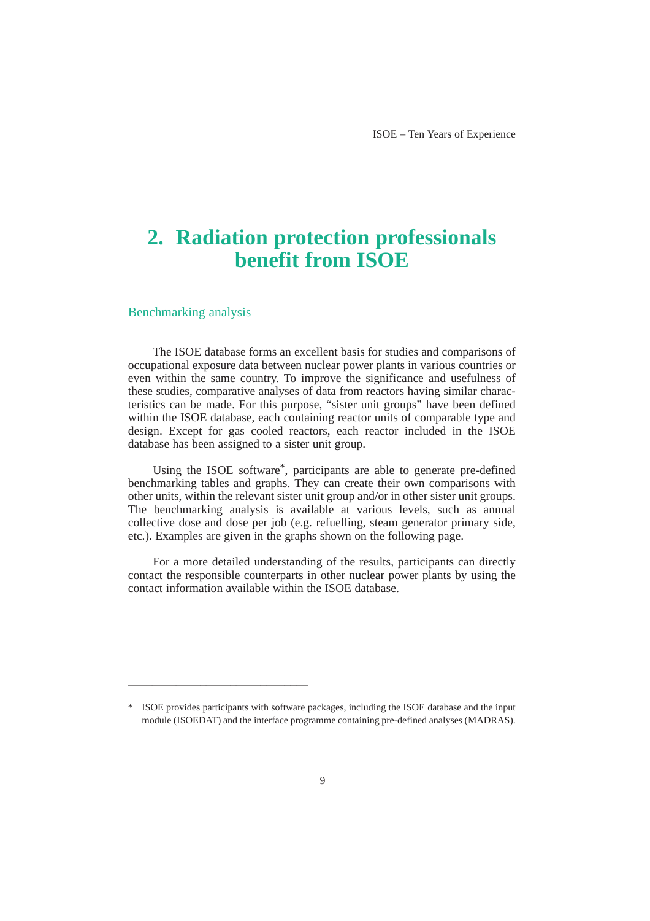# 2. Radiation protection professionals benefit from ISOE

## Benchmarking analysis

The ISOE database forms an excellent basis for studies and comparisons of occupational exposure data between nuclear power plants in various countries or even within the same country. To improve the significance and usefulness of these studies, comparative analyses of data from reactors having similar characteristics can be made. For this purpose, "sister unit groups" have been defined within the ISOE database, each containing reactor units of comparable type and design. Except for gas cooled reactors, each reactor included in the ISOE database has been assigned to a sister unit group.

Using the ISOE software*, participants are able to generate pre-defined benchmarking tables and graphs. They can create their own comparisons with other units, within the relevant sister unit group and/or in other sister unit groups. The benchmarking analysis is available at various levels, such as annual collective dose and dose per job (e.g. refuelling, steam generator primary side, etc.). Examples are given in the graphs shown on the following page.

For a more detailed understanding of the results, participants can directly contact the responsible counterparts in other nuclear power plants by using the contact information available within the ISOE database.

---

\* ISOE provides participants with software packages, including the ISOE database and the input module (ISOEDAT) and the interface programme containing pre-defined analyses (MADRAS).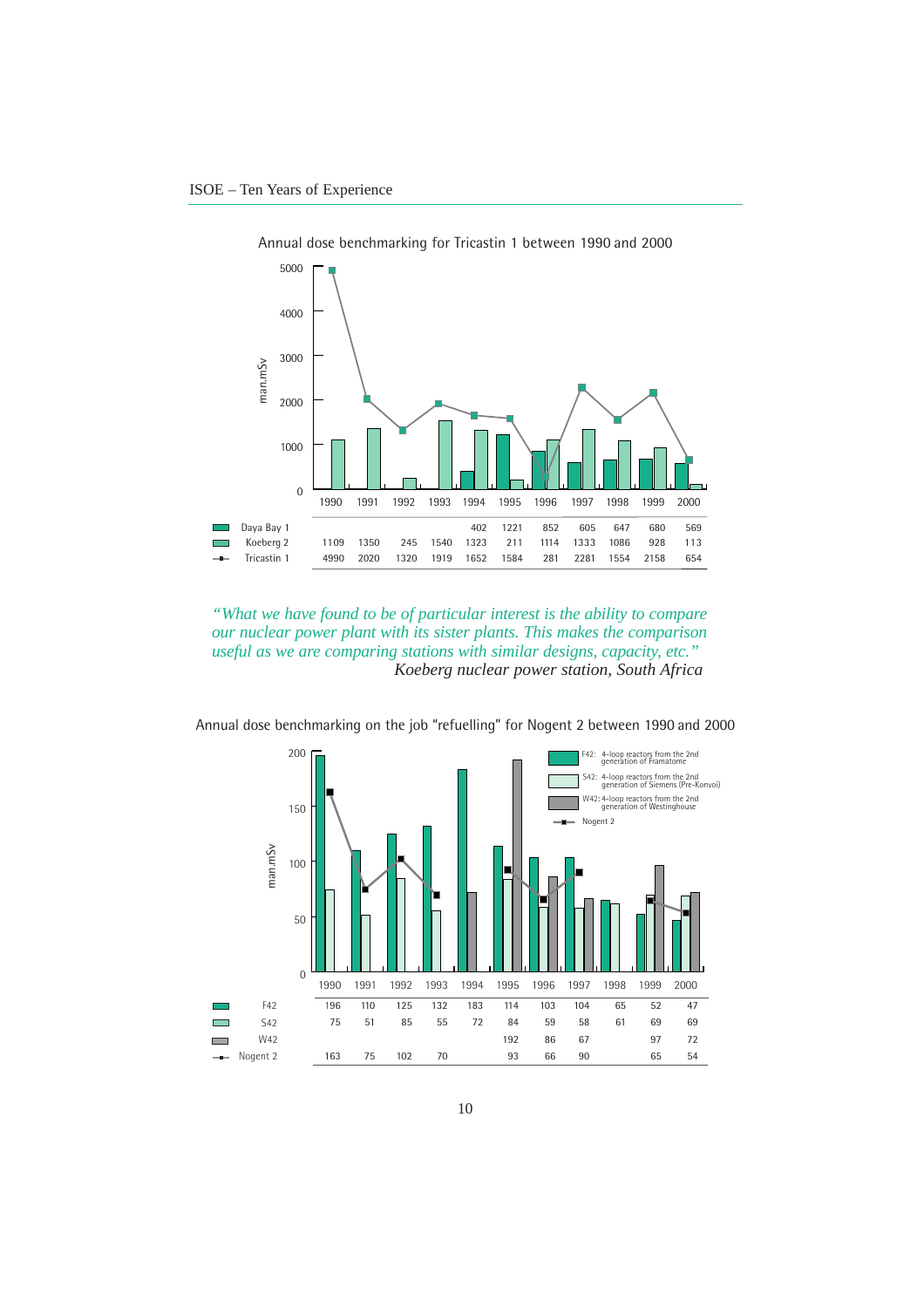Annual dose benchmarking for Tricastin 1 between 1990 and 2000

| man.mSv | 1990 | 1991 | 1992 | 1993 | 1994 | 1995 | 1996 | 1997 | 1998 | 1999 | 2000 |
|---|---|---|---|---|---|---|---|---|---|---|---|
| Daya Bay 1 | | | | | 402 | 1221 | 852 | 605 | 647 | 680 | 569 |
| Koeberg 2 | 1109 | 1350 | 245 | 1540 | 1323 | 211 | 1114 | 1333 | 1086 | 928 | 113 |
| Tricastin 1 | 4990 | 2020 | 1320 | 1919 | 1652 | 1584 | 281 | 2281 | 1554 | 2158 | 654 |

*"What we have found to be of particular interest is the ability to compare our nuclear power plant with its sister plants. This makes the comparison useful as we are comparing stations with similar designs, capacity, etc."*
*Koeberg nuclear power station, South Africa*

Annual dose benchmarking on the job "refuelling" for Nogent 2 between 1990 and 2000

- F42: 4-loop reactors from the 2nd generation of Framatome
- S42: 4-loop reactors from the 2nd generation of Siemens (Pre-Konvoi)
- W42: 4-loop reactors from the 2nd generation of Westinghouse

| man.mSv | 1990 | 1991 | 1992 | 1993 | 1994 | 1995 | 1996 | 1997 | 1998 | 1999 | 2000 |
|---|---|---|---|---|---|---|---|---|---|---|---|
| F42 | 196 | 110 | 125 | 132 | 183 | 114 | 103 | 104 | 65 | 52 | 47 |
| S42 | 75 | 51 | 85 | 55 | 72 | 84 | 59 | 58 | 61 | 69 | 69 |
| W42 | | | | | | 192 | 86 | 67 | | 97 | 72 |
| Nogent 2 | 163 | 75 | 102 | 70 | | 93 | 66 | 90 | | 65 | 54 |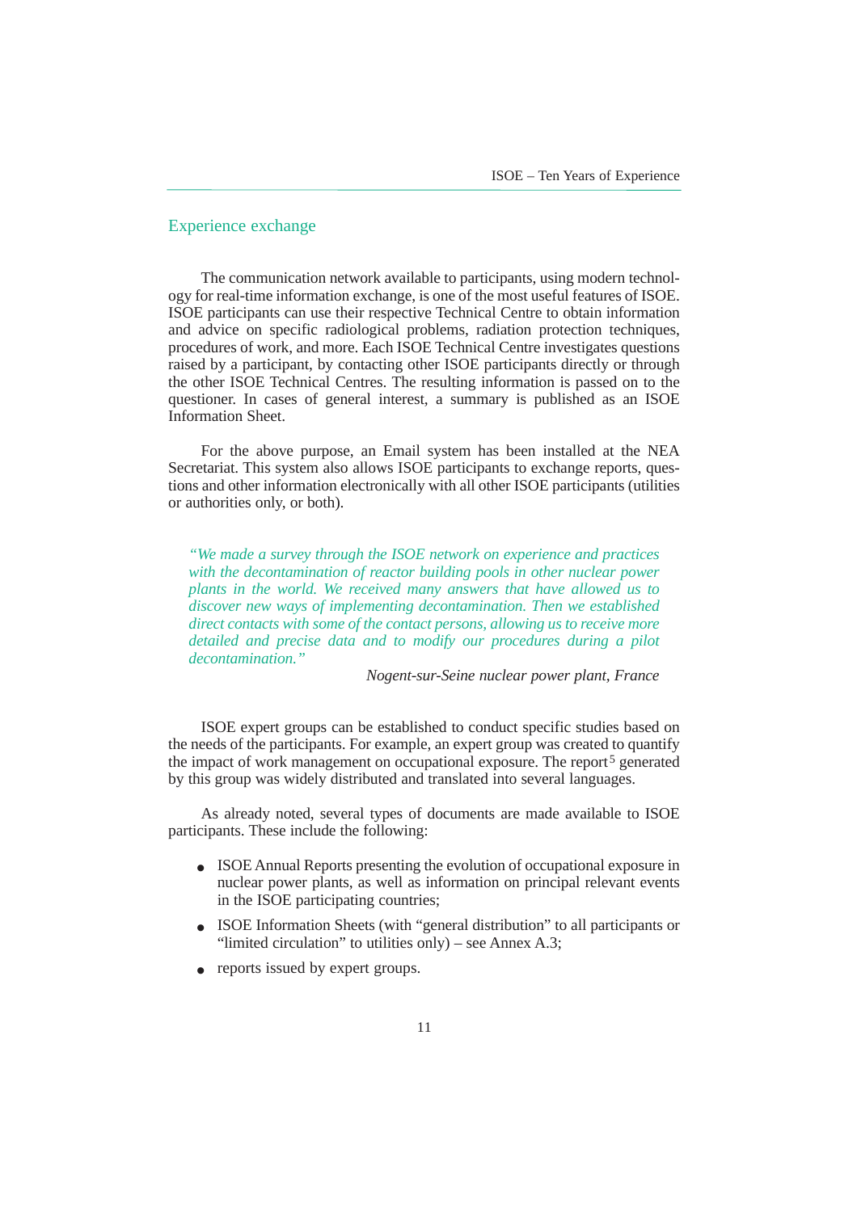## Experience exchange

The communication network available to participants, using modern technology for real-time information exchange, is one of the most useful features of ISOE. ISOE participants can use their respective Technical Centre to obtain information and advice on specific radiological problems, radiation protection techniques, procedures of work, and more. Each ISOE Technical Centre investigates questions raised by a participant, by contacting other ISOE participants directly or through the other ISOE Technical Centres. The resulting information is passed on to the questioner. In cases of general interest, a summary is published as an ISOE Information Sheet.

For the above purpose, an Email system has been installed at the NEA Secretariat. This system also allows ISOE participants to exchange reports, questions and other information electronically with all other ISOE participants (utilities or authorities only, or both).

> *"We made a survey through the ISOE network on experience and practices with the decontamination of reactor building pools in other nuclear power plants in the world. We received many answers that have allowed us to discover new ways of implementing decontamination. Then we established direct contacts with some of the contact persons, allowing us to receive more detailed and precise data and to modify our procedures during a pilot decontamination."*
>
> *Nogent-sur-Seine nuclear power plant, France*

ISOE expert groups can be established to conduct specific studies based on the needs of the participants. For example, an expert group was created to quantify the impact of work management on occupational exposure. The report[5] generated by this group was widely distributed and translated into several languages.

As already noted, several types of documents are made available to ISOE participants. These include the following:

- ISOE Annual Reports presenting the evolution of occupational exposure in nuclear power plants, as well as information on principal relevant events in the ISOE participating countries;
- ISOE Information Sheets (with "general distribution" to all participants or "limited circulation" to utilities only) – see Annex A.3;
- reports issued by expert groups.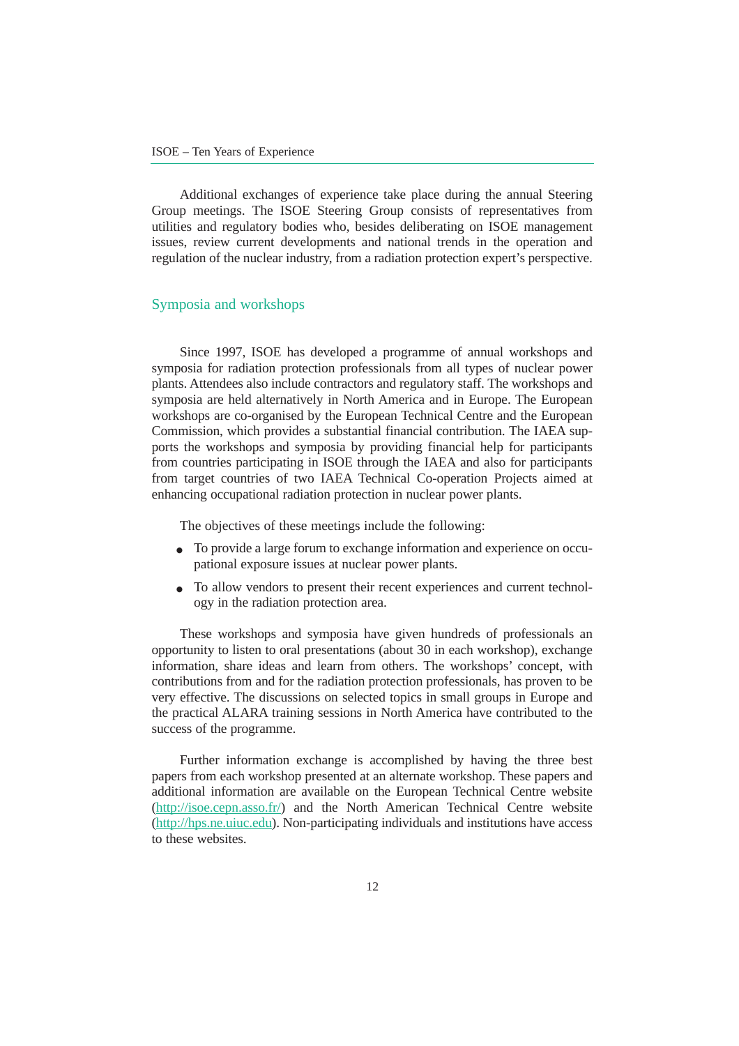Additional exchanges of experience take place during the annual Steering Group meetings. The ISOE Steering Group consists of representatives from utilities and regulatory bodies who, besides deliberating on ISOE management issues, review current developments and national trends in the operation and regulation of the nuclear industry, from a radiation protection expert's perspective.

## Symposia and workshops

Since 1997, ISOE has developed a programme of annual workshops and symposia for radiation protection professionals from all types of nuclear power plants. Attendees also include contractors and regulatory staff. The workshops and symposia are held alternatively in North America and in Europe. The European workshops are co-organised by the European Technical Centre and the European Commission, which provides a substantial financial contribution. The IAEA supports the workshops and symposia by providing financial help for participants from countries participating in ISOE through the IAEA and also for participants from target countries of two IAEA Technical Co-operation Projects aimed at enhancing occupational radiation protection in nuclear power plants.

The objectives of these meetings include the following:

- To provide a large forum to exchange information and experience on occupational exposure issues at nuclear power plants.
- To allow vendors to present their recent experiences and current technology in the radiation protection area.

These workshops and symposia have given hundreds of professionals an opportunity to listen to oral presentations (about 30 in each workshop), exchange information, share ideas and learn from others. The workshops' concept, with contributions from and for the radiation protection professionals, has proven to be very effective. The discussions on selected topics in small groups in Europe and the practical ALARA training sessions in North America have contributed to the success of the programme.

Further information exchange is accomplished by having the three best papers from each workshop presented at an alternate workshop. These papers and additional information are available on the European Technical Centre website (http://isoe.cepn.asso.fr/) and the North American Technical Centre website (http://hps.ne.uiuc.edu). Non-participating individuals and institutions have access to these websites.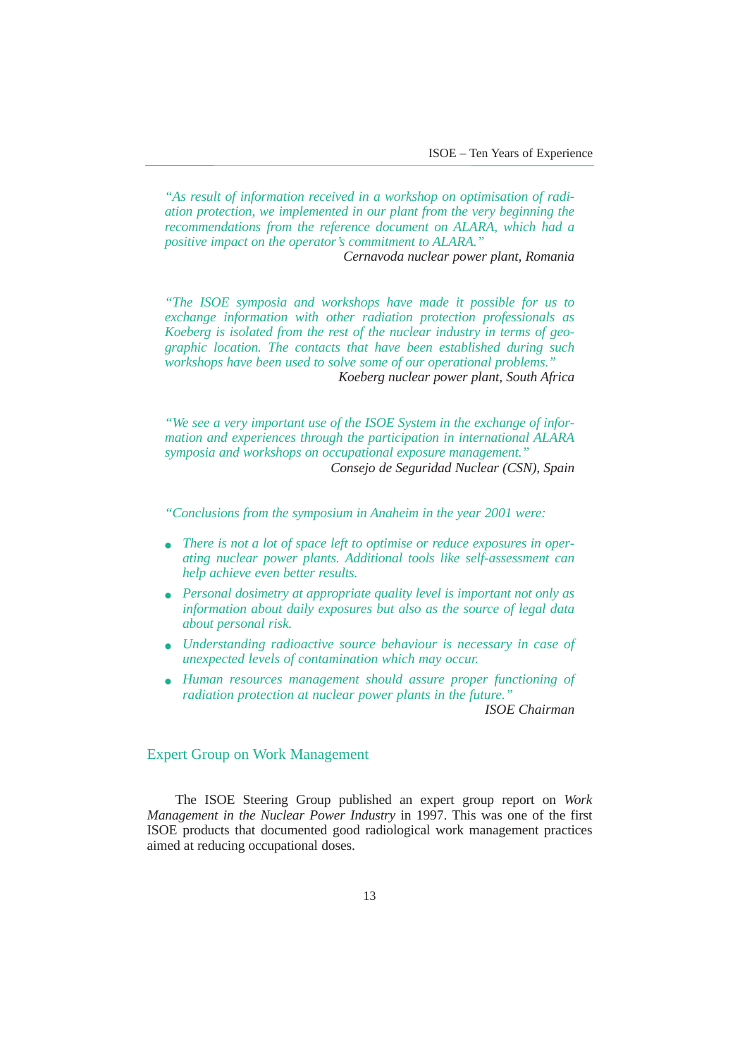*"As result of information received in a workshop on optimisation of radiation protection, we implemented in our plant from the very beginning the recommendations from the reference document on ALARA, which had a positive impact on the operator's commitment to ALARA."*

*Cernavoda nuclear power plant, Romania*

*"The ISOE symposia and workshops have made it possible for us to exchange information with other radiation protection professionals as Koeberg is isolated from the rest of the nuclear industry in terms of geographic location. The contacts that have been established during such workshops have been used to solve some of our operational problems."*

*Koeberg nuclear power plant, South Africa*

*"We see a very important use of the ISOE System in the exchange of information and experiences through the participation in international ALARA symposia and workshops on occupational exposure management."*

*Consejo de Seguridad Nuclear (CSN), Spain*

*"Conclusions from the symposium in Anaheim in the year 2001 were:*

- *There is not a lot of space left to optimise or reduce exposures in operating nuclear power plants. Additional tools like self-assessment can help achieve even better results.*
- *Personal dosimetry at appropriate quality level is important not only as information about daily exposures but also as the source of legal data about personal risk.*
- *Understanding radioactive source behaviour is necessary in case of unexpected levels of contamination which may occur.*
- *Human resources management should assure proper functioning of radiation protection at nuclear power plants in the future."*

*ISOE Chairman*

## Expert Group on Work Management

The ISOE Steering Group published an expert group report on *Work Management in the Nuclear Power Industry* in 1997. This was one of the first ISOE products that documented good radiological work management practices aimed at reducing occupational doses.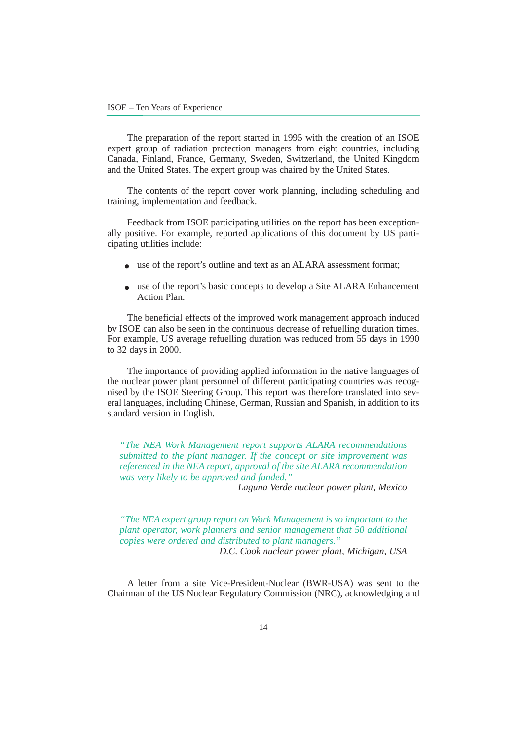The preparation of the report started in 1995 with the creation of an ISOE expert group of radiation protection managers from eight countries, including Canada, Finland, France, Germany, Sweden, Switzerland, the United Kingdom and the United States. The expert group was chaired by the United States.

The contents of the report cover work planning, including scheduling and training, implementation and feedback.

Feedback from ISOE participating utilities on the report has been exceptionally positive. For example, reported applications of this document by US participating utilities include:

- use of the report's outline and text as an ALARA assessment format;
- use of the report's basic concepts to develop a Site ALARA Enhancement Action Plan.

The beneficial effects of the improved work management approach induced by ISOE can also be seen in the continuous decrease of refuelling duration times. For example, US average refuelling duration was reduced from 55 days in 1990 to 32 days in 2000.

The importance of providing applied information in the native languages of the nuclear power plant personnel of different participating countries was recognised by the ISOE Steering Group. This report was therefore translated into several languages, including Chinese, German, Russian and Spanish, in addition to its standard version in English.

> *"The NEA Work Management report supports ALARA recommendations submitted to the plant manager. If the concept or site improvement was referenced in the NEA report, approval of the site ALARA recommendation was very likely to be approved and funded."*
>
> *Laguna Verde nuclear power plant, Mexico*

> *"The NEA expert group report on Work Management is so important to the plant operator, work planners and senior management that 50 additional copies were ordered and distributed to plant managers."*
>
> *D.C. Cook nuclear power plant, Michigan, USA*

A letter from a site Vice-President-Nuclear (BWR-USA) was sent to the Chairman of the US Nuclear Regulatory Commission (NRC), acknowledging and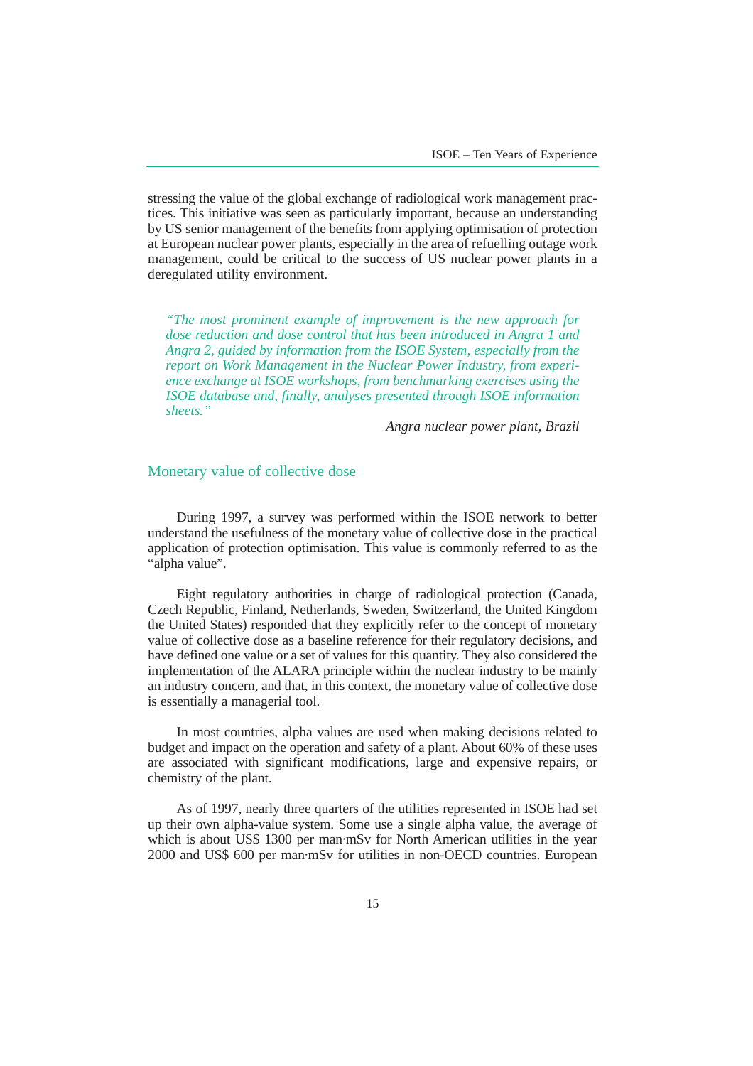stressing the value of the global exchange of radiological work management practices. This initiative was seen as particularly important, because an understanding by US senior management of the benefits from applying optimisation of protection at European nuclear power plants, especially in the area of refuelling outage work management, could be critical to the success of US nuclear power plants in a deregulated utility environment.

> *"The most prominent example of improvement is the new approach for dose reduction and dose control that has been introduced in Angra 1 and Angra 2, guided by information from the ISOE System, especially from the report on Work Management in the Nuclear Power Industry, from experience exchange at ISOE workshops, from benchmarking exercises using the ISOE database and, finally, analyses presented through ISOE information sheets."*
>
> *Angra nuclear power plant, Brazil*

## Monetary value of collective dose

During 1997, a survey was performed within the ISOE network to better understand the usefulness of the monetary value of collective dose in the practical application of protection optimisation. This value is commonly referred to as the "alpha value".

Eight regulatory authorities in charge of radiological protection (Canada, Czech Republic, Finland, Netherlands, Sweden, Switzerland, the United Kingdom the United States) responded that they explicitly refer to the concept of monetary value of collective dose as a baseline reference for their regulatory decisions, and have defined one value or a set of values for this quantity. They also considered the implementation of the ALARA principle within the nuclear industry to be mainly an industry concern, and that, in this context, the monetary value of collective dose is essentially a managerial tool.

In most countries, alpha values are used when making decisions related to budget and impact on the operation and safety of a plant. About 60% of these uses are associated with significant modifications, large and expensive repairs, or chemistry of the plant.

As of 1997, nearly three quarters of the utilities represented in ISOE had set up their own alpha-value system. Some use a single alpha value, the average of which is about US$ 1300 per man·mSv for North American utilities in the year 2000 and US$ 600 per man·mSv for utilities in non-OECD countries. European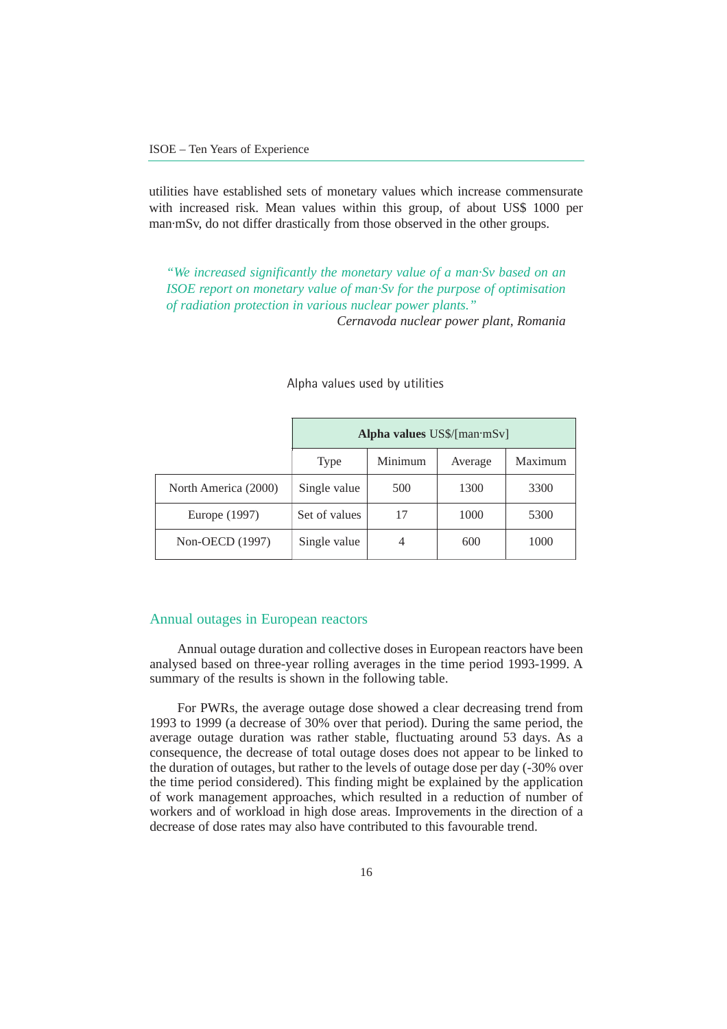utilities have established sets of monetary values which increase commensurate with increased risk. Mean values within this group, of about US$ 1000 per man·mSv, do not differ drastically from those observed in the other groups.

> *"We increased significantly the monetary value of a man·Sv based on an ISOE report on monetary value of man·Sv for the purpose of optimisation of radiation protection in various nuclear power plants."*
>
> *Cernavoda nuclear power plant, Romania*

Alpha values used by utilities

| | **Alpha values** US$/[man·mSv] | | | |
|---|---|---|---|---|
| | Type | Minimum | Average | Maximum |
| North America (2000) | Single value | 500 | 1300 | 3300 |
| Europe (1997) | Set of values | 17 | 1000 | 5300 |
| Non-OECD (1997) | Single value | 4 | 600 | 1000 |

## Annual outages in European reactors

Annual outage duration and collective doses in European reactors have been analysed based on three-year rolling averages in the time period 1993-1999. A summary of the results is shown in the following table.

For PWRs, the average outage dose showed a clear decreasing trend from 1993 to 1999 (a decrease of 30% over that period). During the same period, the average outage duration was rather stable, fluctuating around 53 days. As a consequence, the decrease of total outage doses does not appear to be linked to the duration of outages, but rather to the levels of outage dose per day (-30% over the time period considered). This finding might be explained by the application of work management approaches, which resulted in a reduction of number of workers and of workload in high dose areas. Improvements in the direction of a decrease of dose rates may also have contributed to this favourable trend.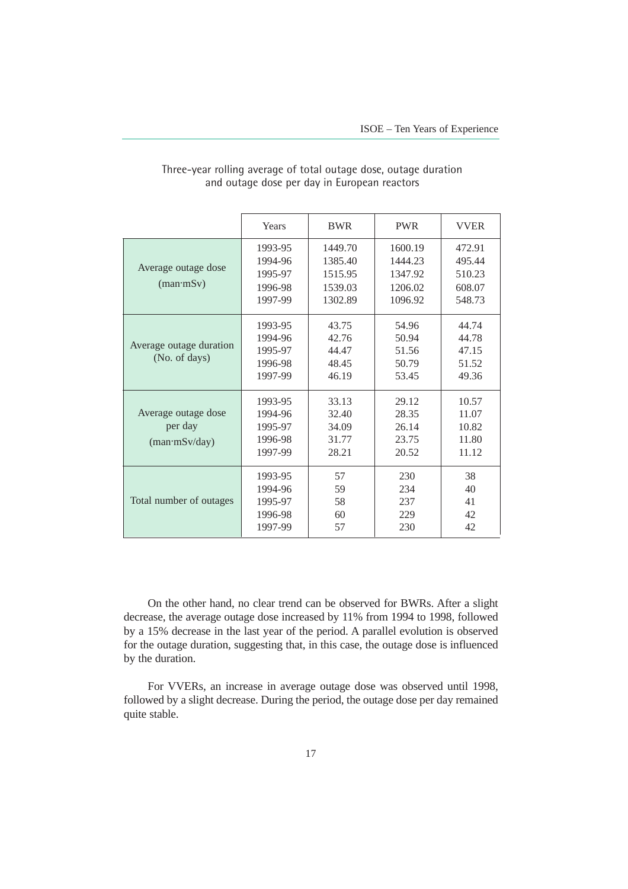Three-year rolling average of total outage dose, outage duration and outage dose per day in European reactors

| | Years | BWR | PWR | VVER |
|---|---|---|---|---|
| Average outage dose (man·mSv) | 1993-95 | 1449.70 | 1600.19 | 472.91 |
| | 1994-96 | 1385.40 | 1444.23 | 495.44 |
| | 1995-97 | 1515.95 | 1347.92 | 510.23 |
| | 1996-98 | 1539.03 | 1206.02 | 608.07 |
| | 1997-99 | 1302.89 | 1096.92 | 548.73 |
| Average outage duration (No. of days) | 1993-95 | 43.75 | 54.96 | 44.74 |
| | 1994-96 | 42.76 | 50.94 | 44.78 |
| | 1995-97 | 44.47 | 51.56 | 47.15 |
| | 1996-98 | 48.45 | 50.79 | 51.52 |
| | 1997-99 | 46.19 | 53.45 | 49.36 |
| Average outage dose per day (man·mSv/day) | 1993-95 | 33.13 | 29.12 | 10.57 |
| | 1994-96 | 32.40 | 28.35 | 11.07 |
| | 1995-97 | 34.09 | 26.14 | 10.82 |
| | 1996-98 | 31.77 | 23.75 | 11.80 |
| | 1997-99 | 28.21 | 20.52 | 11.12 |
| Total number of outages | 1993-95 | 57 | 230 | 38 |
| | 1994-96 | 59 | 234 | 40 |
| | 1995-97 | 58 | 237 | 41 |
| | 1996-98 | 60 | 229 | 42 |
| | 1997-99 | 57 | 230 | 42 |

On the other hand, no clear trend can be observed for BWRs. After a slight decrease, the average outage dose increased by 11% from 1994 to 1998, followed by a 15% decrease in the last year of the period. A parallel evolution is observed for the outage duration, suggesting that, in this case, the outage dose is influenced by the duration.

For VVERs, an increase in average outage dose was observed until 1998, followed by a slight decrease. During the period, the outage dose per day remained quite stable.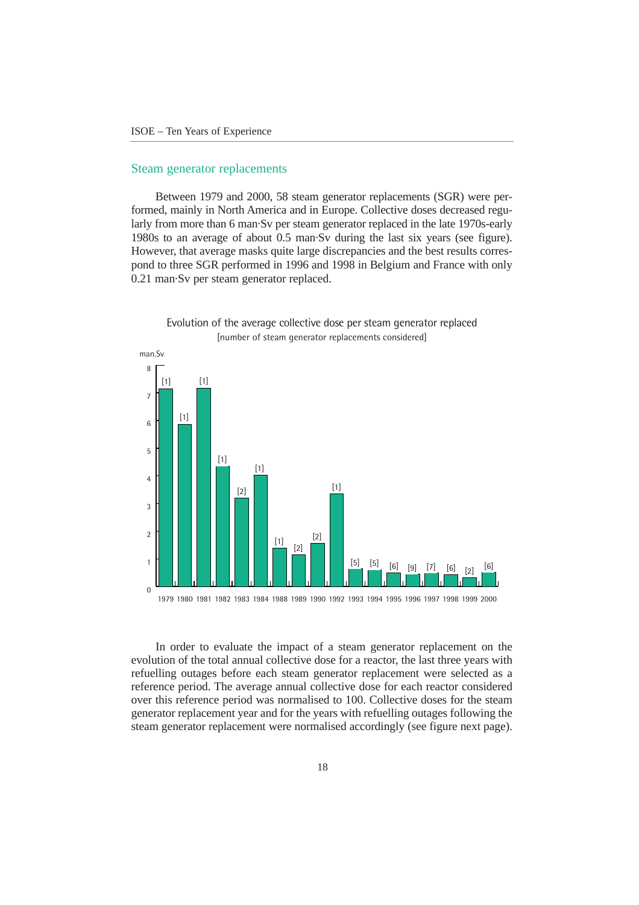## Steam generator replacements

Between 1979 and 2000, 58 steam generator replacements (SGR) were performed, mainly in North America and in Europe. Collective doses decreased regularly from more than 6 man·Sv per steam generator replaced in the late 1970s-early 1980s to an average of about 0.5 man·Sv during the last six years (see figure). However, that average masks quite large discrepancies and the best results correspond to three SGR performed in 1996 and 1998 in Belgium and France with only 0.21 man·Sv per steam generator replaced.

Evolution of the average collective dose per steam generator replaced
[number of steam generator replacements considered]

man.Sv

| Year | 1979 | 1980 | 1981 | 1982 | 1983 | 1984 | 1988 | 1989 | 1990 | 1992 | 1993 | 1994 | 1995 | 1996 | 1997 | 1998 | 1999 | 2000 |
|---|---|---|---|---|---|---|---|---|---|---|---|---|---|---|---|---|---|---|
| Number of SGR | [1] | [1] | [1] | [1] | [2] | [1] | [1] | [2] | [2] | [1] | [5] | [5] | [6] | [9] | [7] | [6] | [2] | [6] |

In order to evaluate the impact of a steam generator replacement on the evolution of the total annual collective dose for a reactor, the last three years with refuelling outages before each steam generator replacement were selected as a reference period. The average annual collective dose for each reactor considered over this reference period was normalised to 100. Collective doses for the steam generator replacement year and for the years with refuelling outages following the steam generator replacement were normalised accordingly (see figure next page).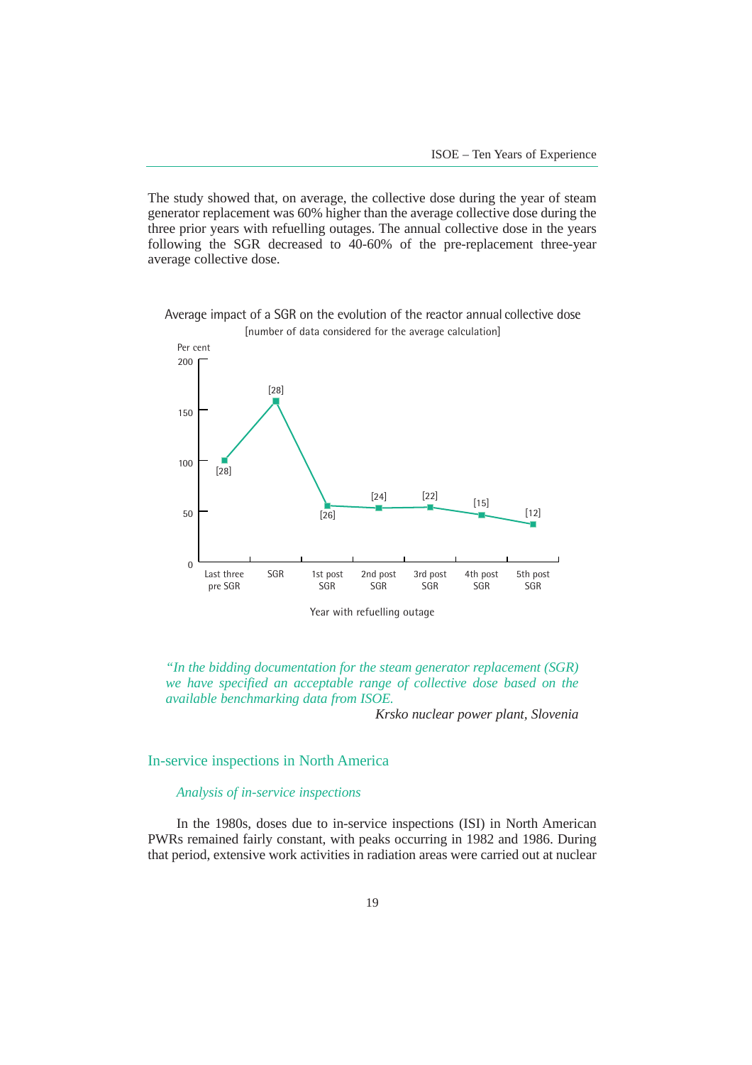The study showed that, on average, the collective dose during the year of steam generator replacement was 60% higher than the average collective dose during the three prior years with refuelling outages. The annual collective dose in the years following the SGR decreased to 40-60% of the pre-replacement three-year average collective dose.

Average impact of a SGR on the evolution of the reactor annual collective dose
[number of data considered for the average calculation]

Per cent

| Year with refuelling outage | Last three pre SGR | SGR | 1st post SGR | 2nd post SGR | 3rd post SGR | 4th post SGR | 5th post SGR |
|---|---|---|---|---|---|---|---|
| Number of data | [28] | [28] | [26] | [24] | [22] | [15] | [12] |

*"In the bidding documentation for the steam generator replacement (SGR) we have specified an acceptable range of collective dose based on the available benchmarking data from ISOE.*

*Krsko nuclear power plant, Slovenia*

## In-service inspections in North America

### *Analysis of in-service inspections*

In the 1980s, doses due to in-service inspections (ISI) in North American PWRs remained fairly constant, with peaks occurring in 1982 and 1986. During that period, extensive work activities in radiation areas were carried out at nuclear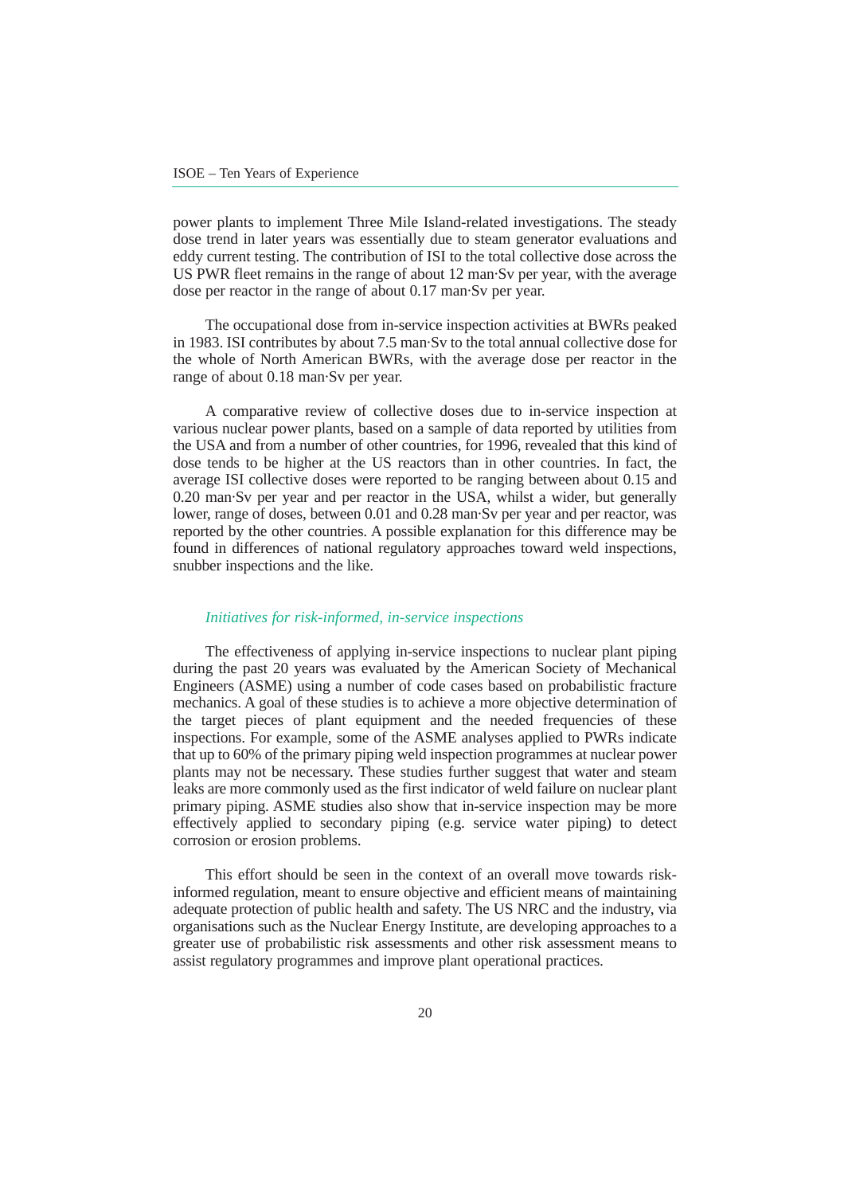power plants to implement Three Mile Island-related investigations. The steady dose trend in later years was essentially due to steam generator evaluations and eddy current testing. The contribution of ISI to the total collective dose across the US PWR fleet remains in the range of about 12 man·Sv per year, with the average dose per reactor in the range of about 0.17 man·Sv per year.

The occupational dose from in-service inspection activities at BWRs peaked in 1983. ISI contributes by about 7.5 man·Sv to the total annual collective dose for the whole of North American BWRs, with the average dose per reactor in the range of about 0.18 man·Sv per year.

A comparative review of collective doses due to in-service inspection at various nuclear power plants, based on a sample of data reported by utilities from the USA and from a number of other countries, for 1996, revealed that this kind of dose tends to be higher at the US reactors than in other countries. In fact, the average ISI collective doses were reported to be ranging between about 0.15 and 0.20 man·Sv per year and per reactor in the USA, whilst a wider, but generally lower, range of doses, between 0.01 and 0.28 man·Sv per year and per reactor, was reported by the other countries. A possible explanation for this difference may be found in differences of national regulatory approaches toward weld inspections, snubber inspections and the like.

### *Initiatives for risk-informed, in-service inspections*

The effectiveness of applying in-service inspections to nuclear plant piping during the past 20 years was evaluated by the American Society of Mechanical Engineers (ASME) using a number of code cases based on probabilistic fracture mechanics. A goal of these studies is to achieve a more objective determination of the target pieces of plant equipment and the needed frequencies of these inspections. For example, some of the ASME analyses applied to PWRs indicate that up to 60% of the primary piping weld inspection programmes at nuclear power plants may not be necessary. These studies further suggest that water and steam leaks are more commonly used as the first indicator of weld failure on nuclear plant primary piping. ASME studies also show that in-service inspection may be more effectively applied to secondary piping (e.g. service water piping) to detect corrosion or erosion problems.

This effort should be seen in the context of an overall move towards risk-informed regulation, meant to ensure objective and efficient means of maintaining adequate protection of public health and safety. The US NRC and the industry, via organisations such as the Nuclear Energy Institute, are developing approaches to a greater use of probabilistic risk assessments and other risk assessment means to assist regulatory programmes and improve plant operational practices.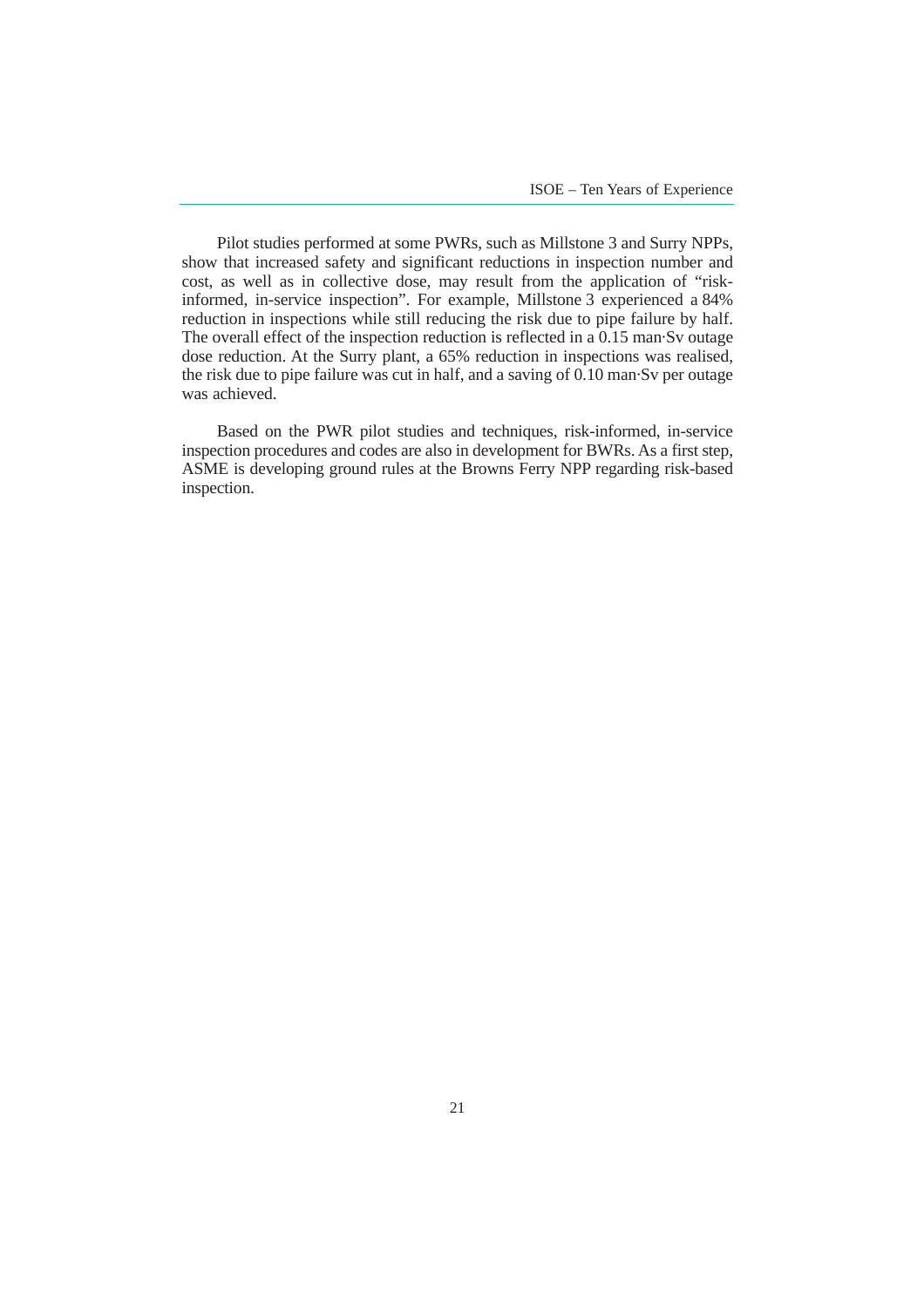Pilot studies performed at some PWRs, such as Millstone 3 and Surry NPPs, show that increased safety and significant reductions in inspection number and cost, as well as in collective dose, may result from the application of "risk-informed, in-service inspection". For example, Millstone 3 experienced a 84% reduction in inspections while still reducing the risk due to pipe failure by half. The overall effect of the inspection reduction is reflected in a 0.15 man·Sv outage dose reduction. At the Surry plant, a 65% reduction in inspections was realised, the risk due to pipe failure was cut in half, and a saving of 0.10 man·Sv per outage was achieved.

Based on the PWR pilot studies and techniques, risk-informed, in-service inspection procedures and codes are also in development for BWRs. As a first step, ASME is developing ground rules at the Browns Ferry NPP regarding risk-based inspection.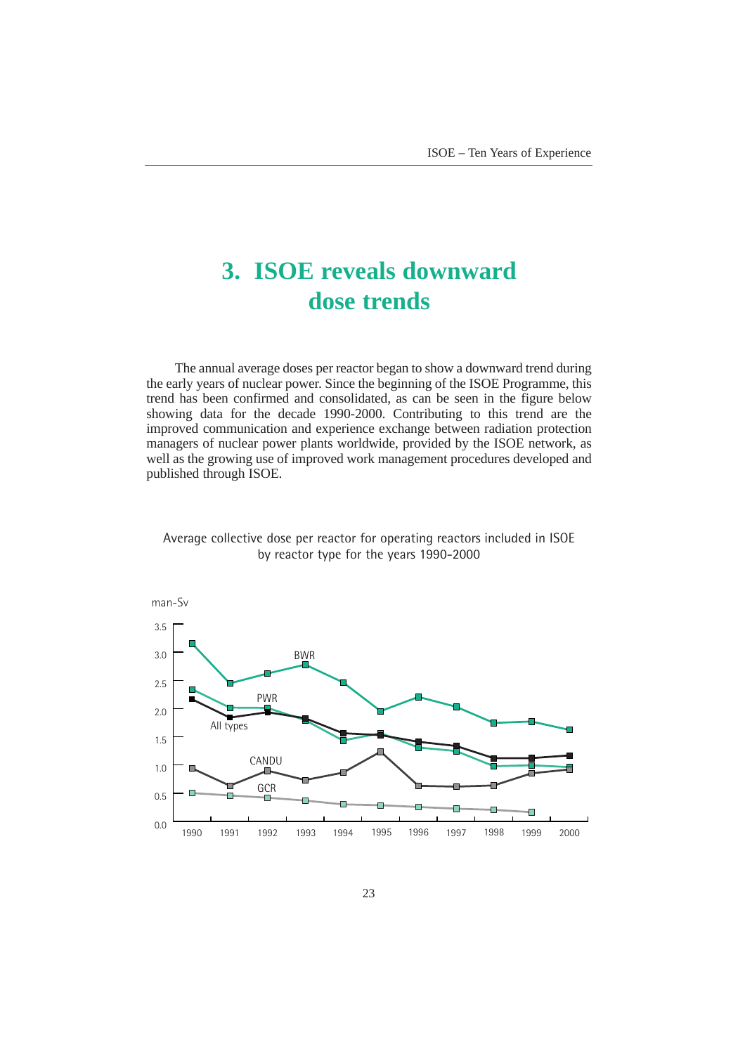# 3. ISOE reveals downward dose trends

The annual average doses per reactor began to show a downward trend during the early years of nuclear power. Since the beginning of the ISOE Programme, this trend has been confirmed and consolidated, as can be seen in the figure below showing data for the decade 1990-2000. Contributing to this trend are the improved communication and experience exchange between radiation protection managers of nuclear power plants worldwide, provided by the ISOE network, as well as the growing use of improved work management procedures developed and published through ISOE.

Average collective dose per reactor for operating reactors included in ISOE by reactor type for the years 1990-2000

man-Sv

3.5
3.0
2.5
2.0
1.5
1.0
0.5
0.0

BWR
PWR
All types
CANDU
GCR

1990 1991 1992 1993 1994 1995 1996 1997 1998 1999 2000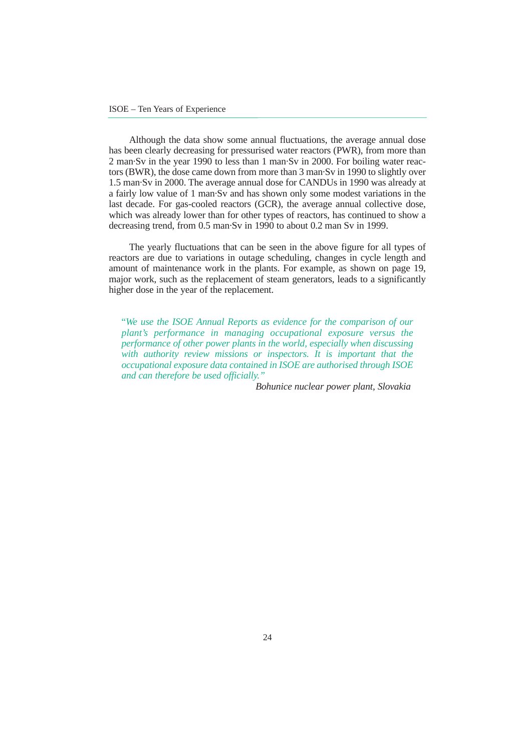Although the data show some annual fluctuations, the average annual dose has been clearly decreasing for pressurised water reactors (PWR), from more than 2 man·Sv in the year 1990 to less than 1 man·Sv in 2000. For boiling water reactors (BWR), the dose came down from more than 3 man·Sv in 1990 to slightly over 1.5 man·Sv in 2000. The average annual dose for CANDUs in 1990 was already at a fairly low value of 1 man·Sv and has shown only some modest variations in the last decade. For gas-cooled reactors (GCR), the average annual collective dose, which was already lower than for other types of reactors, has continued to show a decreasing trend, from 0.5 man·Sv in 1990 to about 0.2 man Sv in 1999.

The yearly fluctuations that can be seen in the above figure for all types of reactors are due to variations in outage scheduling, changes in cycle length and amount of maintenance work in the plants. For example, as shown on page 19, major work, such as the replacement of steam generators, leads to a significantly higher dose in the year of the replacement.

> *"We use the ISOE Annual Reports as evidence for the comparison of our plant's performance in managing occupational exposure versus the performance of other power plants in the world, especially when discussing with authority review missions or inspectors. It is important that the occupational exposure data contained in ISOE are authorised through ISOE and can therefore be used officially."*
>
> *Bohunice nuclear power plant, Slovakia*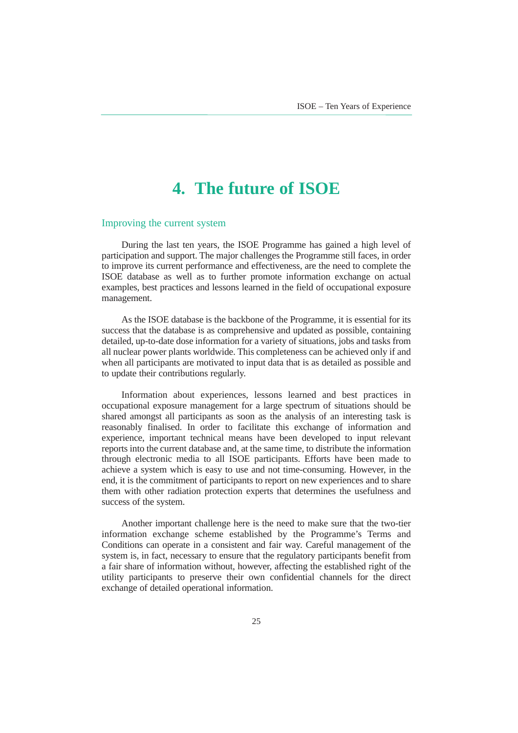# 4. The future of ISOE

## Improving the current system

During the last ten years, the ISOE Programme has gained a high level of participation and support. The major challenges the Programme still faces, in order to improve its current performance and effectiveness, are the need to complete the ISOE database as well as to further promote information exchange on actual examples, best practices and lessons learned in the field of occupational exposure management.

As the ISOE database is the backbone of the Programme, it is essential for its success that the database is as comprehensive and updated as possible, containing detailed, up-to-date dose information for a variety of situations, jobs and tasks from all nuclear power plants worldwide. This completeness can be achieved only if and when all participants are motivated to input data that is as detailed as possible and to update their contributions regularly.

Information about experiences, lessons learned and best practices in occupational exposure management for a large spectrum of situations should be shared amongst all participants as soon as the analysis of an interesting task is reasonably finalised. In order to facilitate this exchange of information and experience, important technical means have been developed to input relevant reports into the current database and, at the same time, to distribute the information through electronic media to all ISOE participants. Efforts have been made to achieve a system which is easy to use and not time-consuming. However, in the end, it is the commitment of participants to report on new experiences and to share them with other radiation protection experts that determines the usefulness and success of the system.

Another important challenge here is the need to make sure that the two-tier information exchange scheme established by the Programme's Terms and Conditions can operate in a consistent and fair way. Careful management of the system is, in fact, necessary to ensure that the regulatory participants benefit from a fair share of information without, however, affecting the established right of the utility participants to preserve their own confidential channels for the direct exchange of detailed operational information.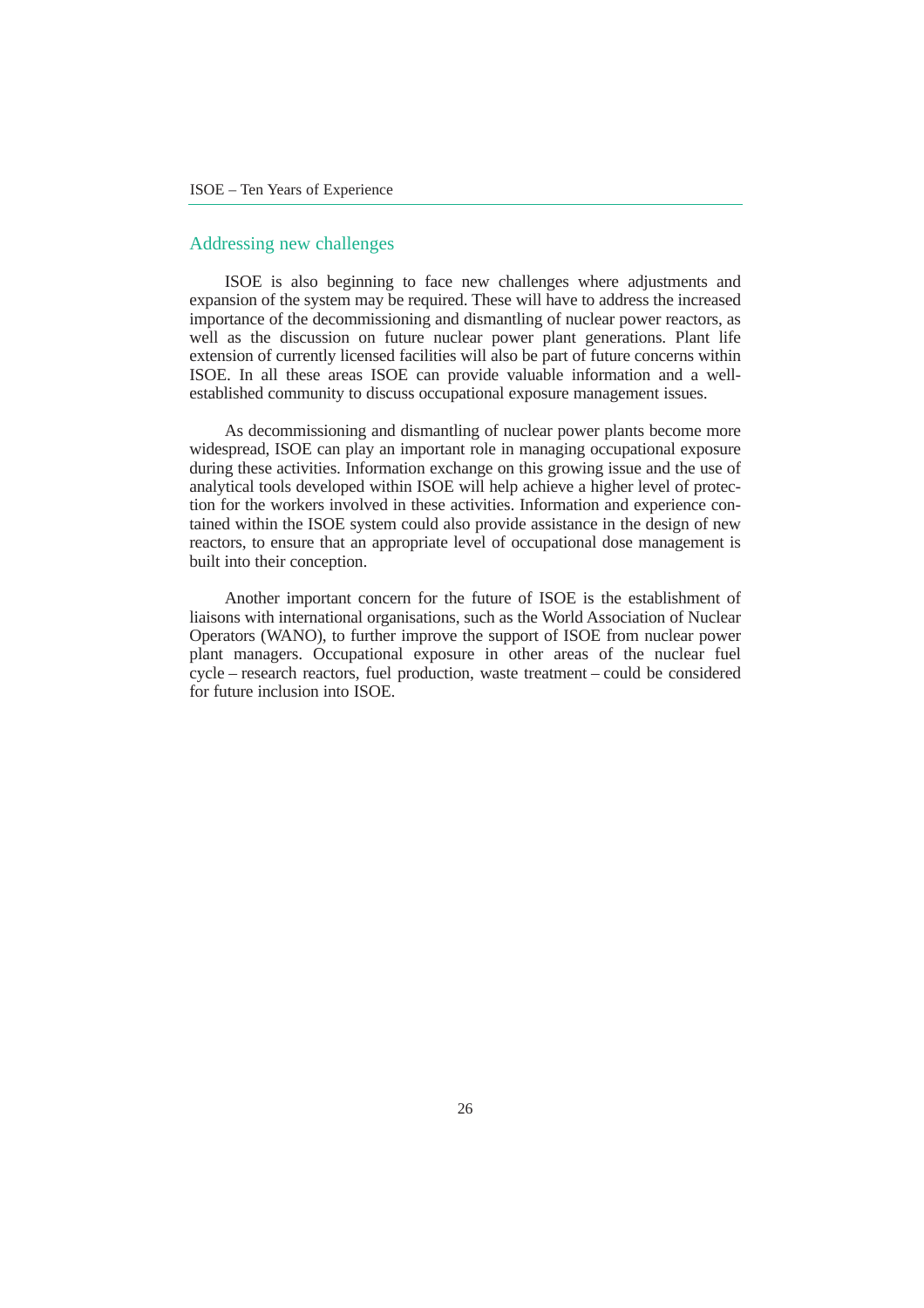## Addressing new challenges

ISOE is also beginning to face new challenges where adjustments and expansion of the system may be required. These will have to address the increased importance of the decommissioning and dismantling of nuclear power reactors, as well as the discussion on future nuclear power plant generations. Plant life extension of currently licensed facilities will also be part of future concerns within ISOE. In all these areas ISOE can provide valuable information and a well-established community to discuss occupational exposure management issues.

As decommissioning and dismantling of nuclear power plants become more widespread, ISOE can play an important role in managing occupational exposure during these activities. Information exchange on this growing issue and the use of analytical tools developed within ISOE will help achieve a higher level of protection for the workers involved in these activities. Information and experience contained within the ISOE system could also provide assistance in the design of new reactors, to ensure that an appropriate level of occupational dose management is built into their conception.

Another important concern for the future of ISOE is the establishment of liaisons with international organisations, such as the World Association of Nuclear Operators (WANO), to further improve the support of ISOE from nuclear power plant managers. Occupational exposure in other areas of the nuclear fuel cycle – research reactors, fuel production, waste treatment – could be considered for future inclusion into ISOE.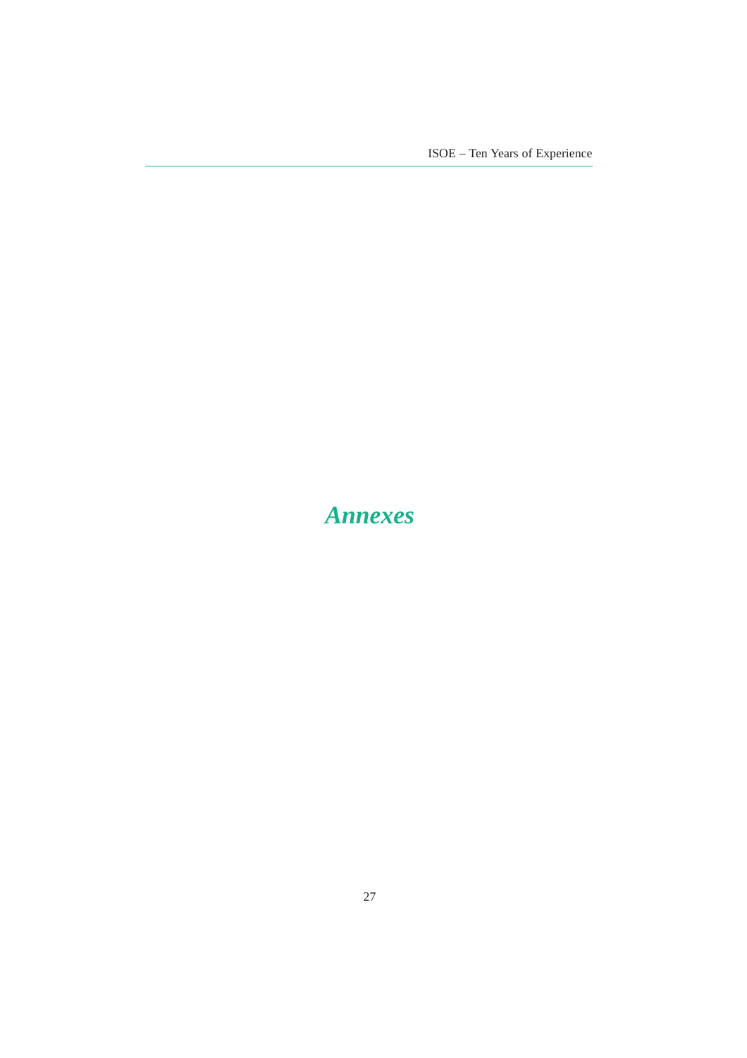# *Annexes*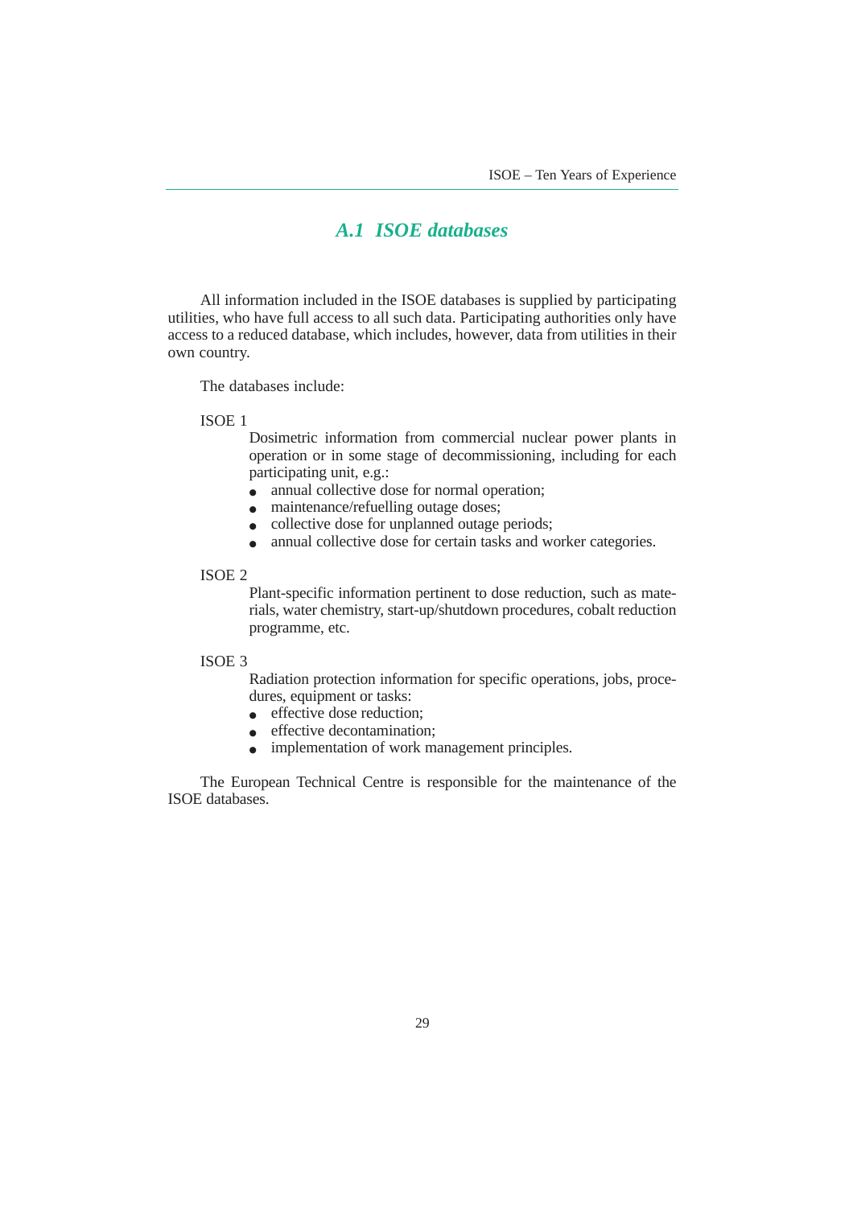## A.1 ISOE databases

All information included in the ISOE databases is supplied by participating utilities, who have full access to all such data. Participating authorities only have access to a reduced database, which includes, however, data from utilities in their own country.

The databases include:

ISOE 1

Dosimetric information from commercial nuclear power plants in operation or in some stage of decommissioning, including for each participating unit, e.g.:

- annual collective dose for normal operation;
- maintenance/refuelling outage doses;
- collective dose for unplanned outage periods;
- annual collective dose for certain tasks and worker categories.

ISOE 2

Plant-specific information pertinent to dose reduction, such as materials, water chemistry, start-up/shutdown procedures, cobalt reduction programme, etc.

ISOE 3

Radiation protection information for specific operations, jobs, procedures, equipment or tasks:

- effective dose reduction;
- effective decontamination;
- implementation of work management principles.

The European Technical Centre is responsible for the maintenance of the ISOE databases.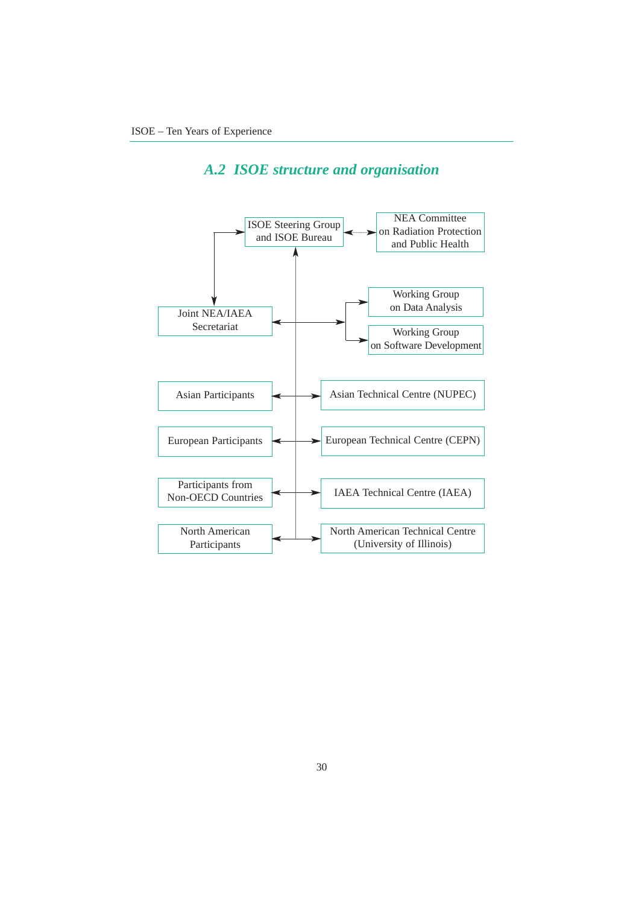## A.2 ISOE structure and organisation

ISOE Steering Group and ISOE Bureau

NEA Committee on Radiation Protection and Public Health

Joint NEA/IAEA Secretariat

Working Group on Data Analysis

Working Group on Software Development

Asian Participants

Asian Technical Centre (NUPEC)

European Participants

European Technical Centre (CEPN)

Participants from Non-OECD Countries

IAEA Technical Centre (IAEA)

North American Participants

North American Technical Centre (University of Illinois)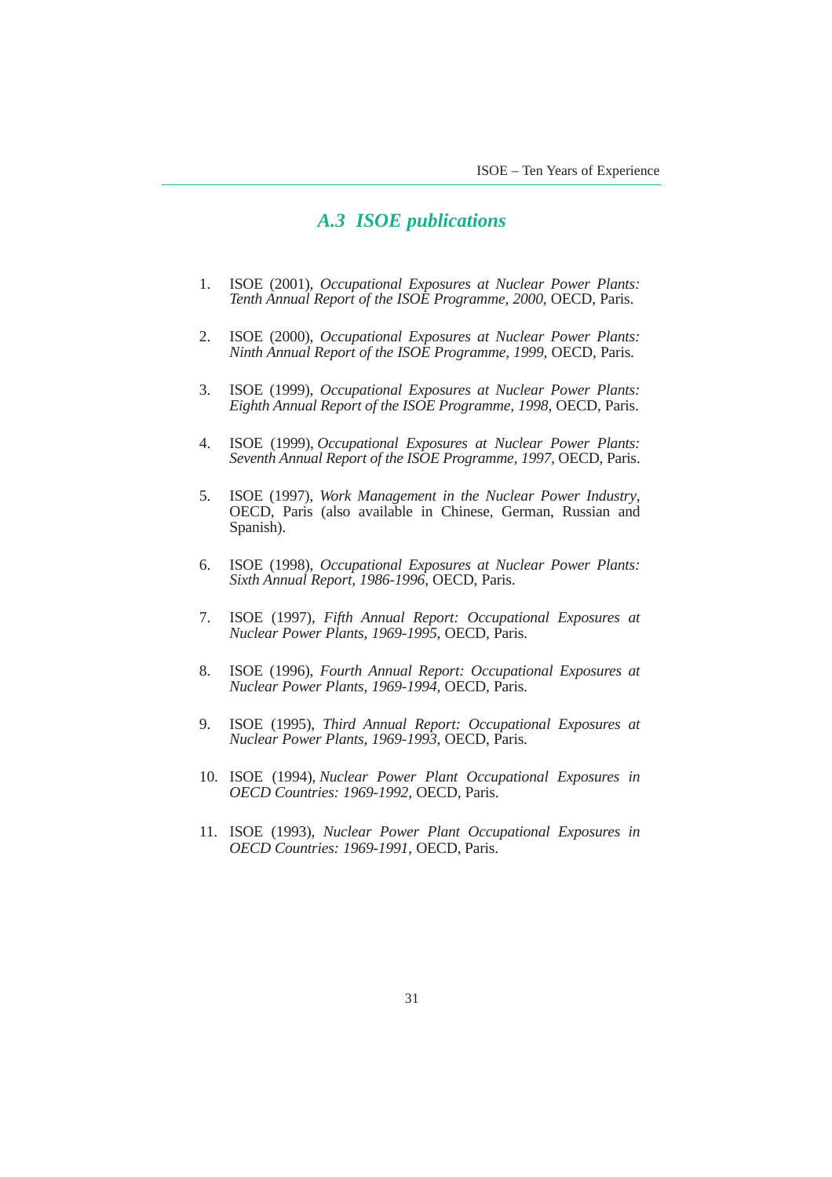## *A.3 ISOE publications*

1. ISOE (2001), *Occupational Exposures at Nuclear Power Plants: Tenth Annual Report of the ISOE Programme, 2000*, OECD, Paris.

2. ISOE (2000), *Occupational Exposures at Nuclear Power Plants: Ninth Annual Report of the ISOE Programme, 1999*, OECD, Paris.

3. ISOE (1999), *Occupational Exposures at Nuclear Power Plants: Eighth Annual Report of the ISOE Programme, 1998*, OECD, Paris.

4. ISOE (1999), *Occupational Exposures at Nuclear Power Plants: Seventh Annual Report of the ISOE Programme, 1997*, OECD, Paris.

5. ISOE (1997), *Work Management in the Nuclear Power Industry*, OECD, Paris (also available in Chinese, German, Russian and Spanish).

6. ISOE (1998), *Occupational Exposures at Nuclear Power Plants: Sixth Annual Report, 1986-1996*, OECD, Paris.

7. ISOE (1997), *Fifth Annual Report: Occupational Exposures at Nuclear Power Plants, 1969-1995*, OECD, Paris.

8. ISOE (1996), *Fourth Annual Report: Occupational Exposures at Nuclear Power Plants, 1969-1994*, OECD, Paris.

9. ISOE (1995), *Third Annual Report: Occupational Exposures at Nuclear Power Plants, 1969-1993*, OECD, Paris.

10. ISOE (1994), *Nuclear Power Plant Occupational Exposures in OECD Countries: 1969-1992*, OECD, Paris.

11. ISOE (1993), *Nuclear Power Plant Occupational Exposures in OECD Countries: 1969-1991*, OECD, Paris.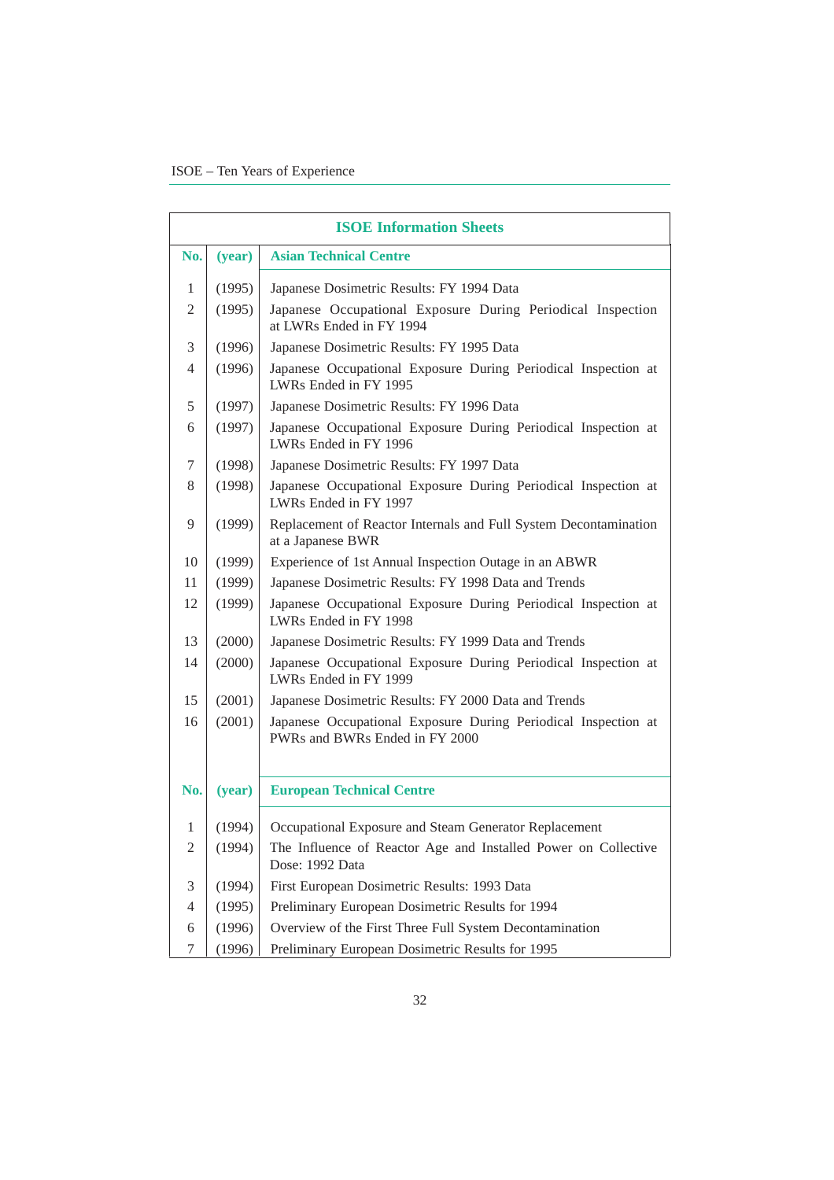**ISOE Information Sheets**

| No. | (year) | Asian Technical Centre |
|---|---|---|
| 1 | (1995) | Japanese Dosimetric Results: FY 1994 Data |
| 2 | (1995) | Japanese Occupational Exposure During Periodical Inspection at LWRs Ended in FY 1994 |
| 3 | (1996) | Japanese Dosimetric Results: FY 1995 Data |
| 4 | (1996) | Japanese Occupational Exposure During Periodical Inspection at LWRs Ended in FY 1995 |
| 5 | (1997) | Japanese Dosimetric Results: FY 1996 Data |
| 6 | (1997) | Japanese Occupational Exposure During Periodical Inspection at LWRs Ended in FY 1996 |
| 7 | (1998) | Japanese Dosimetric Results: FY 1997 Data |
| 8 | (1998) | Japanese Occupational Exposure During Periodical Inspection at LWRs Ended in FY 1997 |
| 9 | (1999) | Replacement of Reactor Internals and Full System Decontamination at a Japanese BWR |
| 10 | (1999) | Experience of 1st Annual Inspection Outage in an ABWR |
| 11 | (1999) | Japanese Dosimetric Results: FY 1998 Data and Trends |
| 12 | (1999) | Japanese Occupational Exposure During Periodical Inspection at LWRs Ended in FY 1998 |
| 13 | (2000) | Japanese Dosimetric Results: FY 1999 Data and Trends |
| 14 | (2000) | Japanese Occupational Exposure During Periodical Inspection at LWRs Ended in FY 1999 |
| 15 | (2001) | Japanese Dosimetric Results: FY 2000 Data and Trends |
| 16 | (2001) | Japanese Occupational Exposure During Periodical Inspection at PWRs and BWRs Ended in FY 2000 |

| No. | (year) | European Technical Centre |
|---|---|---|
| 1 | (1994) | Occupational Exposure and Steam Generator Replacement |
| 2 | (1994) | The Influence of Reactor Age and Installed Power on Collective Dose: 1992 Data |
| 3 | (1994) | First European Dosimetric Results: 1993 Data |
| 4 | (1995) | Preliminary European Dosimetric Results for 1994 |
| 6 | (1996) | Overview of the First Three Full System Decontamination |
| 7 | (1996) | Preliminary European Dosimetric Results for 1995 |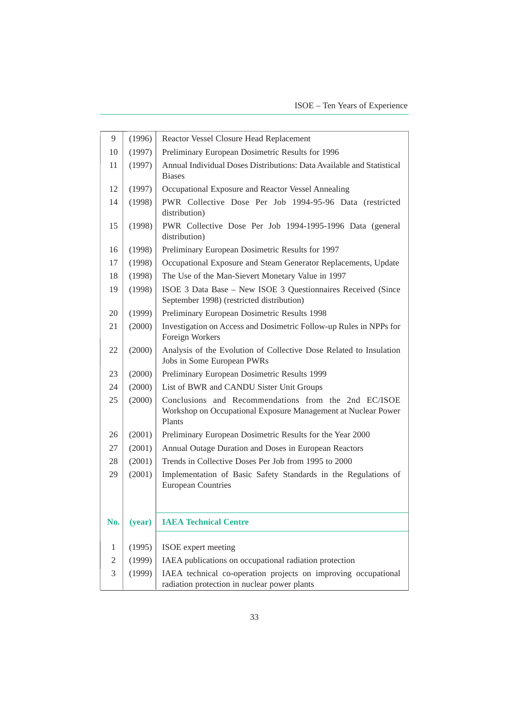| | | |
|---|---|---|
| 9 | (1996) | Reactor Vessel Closure Head Replacement |
| 10 | (1997) | Preliminary European Dosimetric Results for 1996 |
| 11 | (1997) | Annual Individual Doses Distributions: Data Available and Statistical Biases |
| 12 | (1997) | Occupational Exposure and Reactor Vessel Annealing |
| 14 | (1998) | PWR Collective Dose Per Job 1994-95-96 Data (restricted distribution) |
| 15 | (1998) | PWR Collective Dose Per Job 1994-1995-1996 Data (general distribution) |
| 16 | (1998) | Preliminary European Dosimetric Results for 1997 |
| 17 | (1998) | Occupational Exposure and Steam Generator Replacements, Update |
| 18 | (1998) | The Use of the Man-Sievert Monetary Value in 1997 |
| 19 | (1998) | ISOE 3 Data Base – New ISOE 3 Questionnaires Received (Since September 1998) (restricted distribution) |
| 20 | (1999) | Preliminary European Dosimetric Results 1998 |
| 21 | (2000) | Investigation on Access and Dosimetric Follow-up Rules in NPPs for Foreign Workers |
| 22 | (2000) | Analysis of the Evolution of Collective Dose Related to Insulation Jobs in Some European PWRs |
| 23 | (2000) | Preliminary European Dosimetric Results 1999 |
| 24 | (2000) | List of BWR and CANDU Sister Unit Groups |
| 25 | (2000) | Conclusions and Recommendations from the 2nd EC/ISOE Workshop on Occupational Exposure Management at Nuclear Power Plants |
| 26 | (2001) | Preliminary European Dosimetric Results for the Year 2000 |
| 27 | (2001) | Annual Outage Duration and Doses in European Reactors |
| 28 | (2001) | Trends in Collective Doses Per Job from 1995 to 2000 |
| 29 | (2001) | Implementation of Basic Safety Standards in the Regulations of European Countries |

| **No.** | **(year)** | **IAEA Technical Centre** |
|---|---|---|
| 1 | (1995) | ISOE expert meeting |
| 2 | (1999) | IAEA publications on occupational radiation protection |
| 3 | (1999) | IAEA technical co-operation projects on improving occupational radiation protection in nuclear power plants |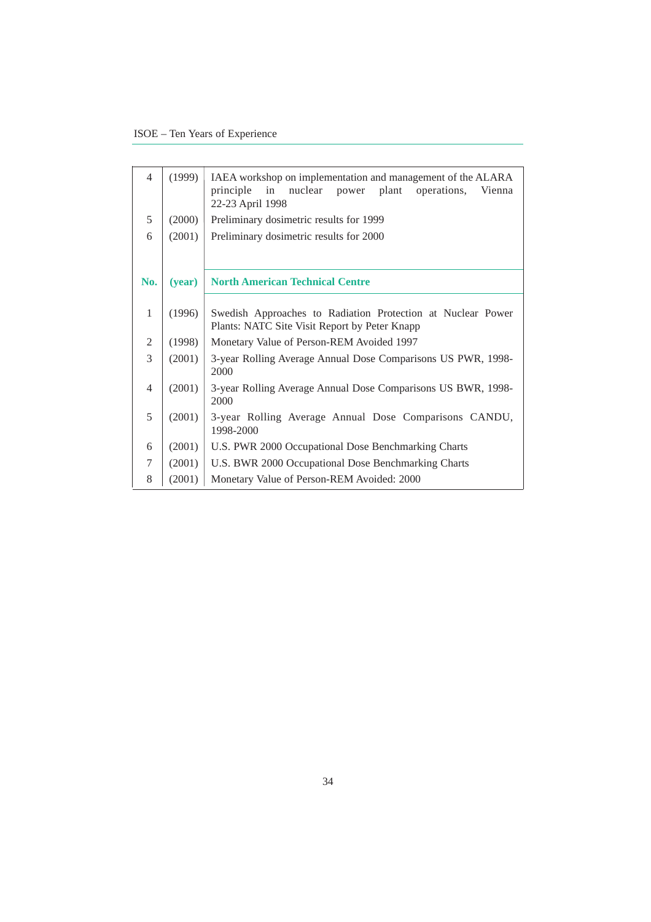| | | |
|---|---|---|
| 4 | (1999) | IAEA workshop on implementation and management of the ALARA principle in nuclear power plant operations, Vienna 22-23 April 1998 |
| 5 | (2000) | Preliminary dosimetric results for 1999 |
| 6 | (2001) | Preliminary dosimetric results for 2000 |

| No. | (year) | North American Technical Centre |
|---|---|---|
| 1 | (1996) | Swedish Approaches to Radiation Protection at Nuclear Power Plants: NATC Site Visit Report by Peter Knapp |
| 2 | (1998) | Monetary Value of Person-REM Avoided 1997 |
| 3 | (2001) | 3-year Rolling Average Annual Dose Comparisons US PWR, 1998-2000 |
| 4 | (2001) | 3-year Rolling Average Annual Dose Comparisons US BWR, 1998-2000 |
| 5 | (2001) | 3-year Rolling Average Annual Dose Comparisons CANDU, 1998-2000 |
| 6 | (2001) | U.S. PWR 2000 Occupational Dose Benchmarking Charts |
| 7 | (2001) | U.S. BWR 2000 Occupational Dose Benchmarking Charts |
| 8 | (2001) | Monetary Value of Person-REM Avoided: 2000 |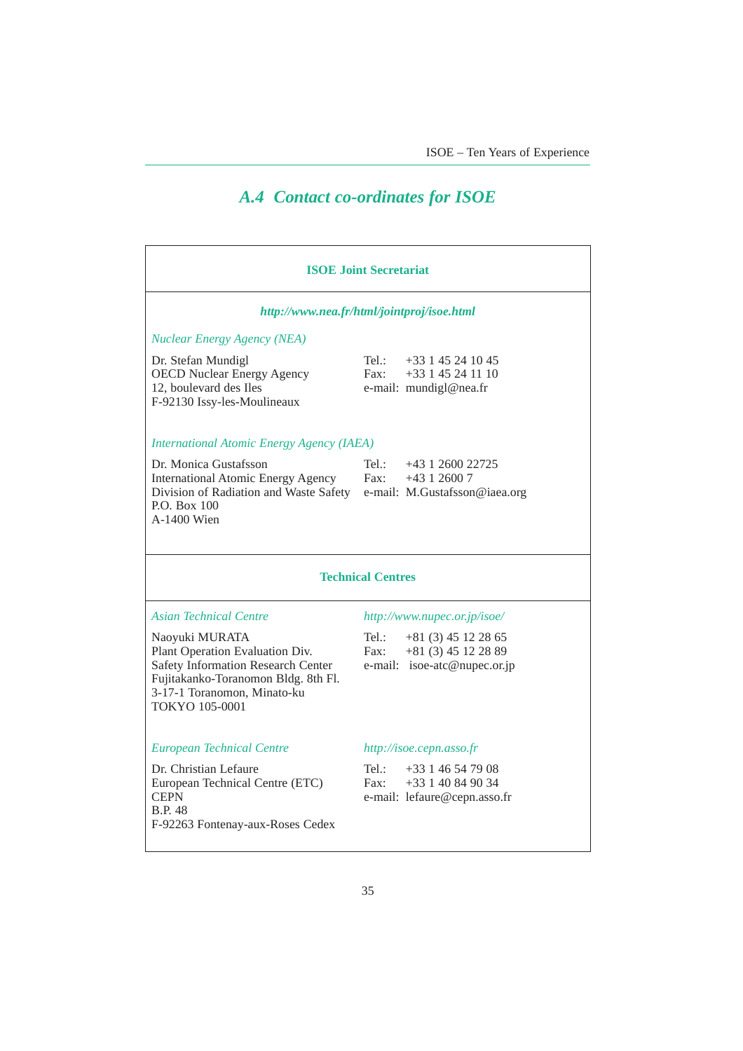## A.4 Contact co-ordinates for ISOE

### ISOE Joint Secretariat

***http://www.nea.fr/html/jointproj/isoe.html***

*Nuclear Energy Agency (NEA)*

Dr. Stefan Mundigl
OECD Nuclear Energy Agency
12, boulevard des Iles
F-92130 Issy-les-Moulineaux

Tel.: +33 1 45 24 10 45
Fax: +33 1 45 24 11 10
e-mail: mundigl@nea.fr

*International Atomic Energy Agency (IAEA)*

Dr. Monica Gustafsson
International Atomic Energy Agency
Division of Radiation and Waste Safety
P.O. Box 100
A-1400 Wien

Tel.: +43 1 2600 22725
Fax: +43 1 2600 7
e-mail: M.Gustafsson@iaea.org

### Technical Centres

*Asian Technical Centre*

*http://www.nupec.or.jp/isoe/*

Naoyuki MURATA
Plant Operation Evaluation Div.
Safety Information Research Center
Fujitakanko-Toranomon Bldg. 8th Fl.
3-17-1 Toranomon, Minato-ku
TOKYO 105-0001

Tel.: +81 (3) 45 12 28 65
Fax: +81 (3) 45 12 28 89
e-mail: isoe-atc@nupec.or.jp

*European Technical Centre*

*http://isoe.cepn.asso.fr*

Dr. Christian Lefaure
European Technical Centre (ETC)
CEPN
B.P. 48
F-92263 Fontenay-aux-Roses Cedex

Tel.: +33 1 46 54 79 08
Fax: +33 1 40 84 90 34
e-mail: lefaure@cepn.asso.fr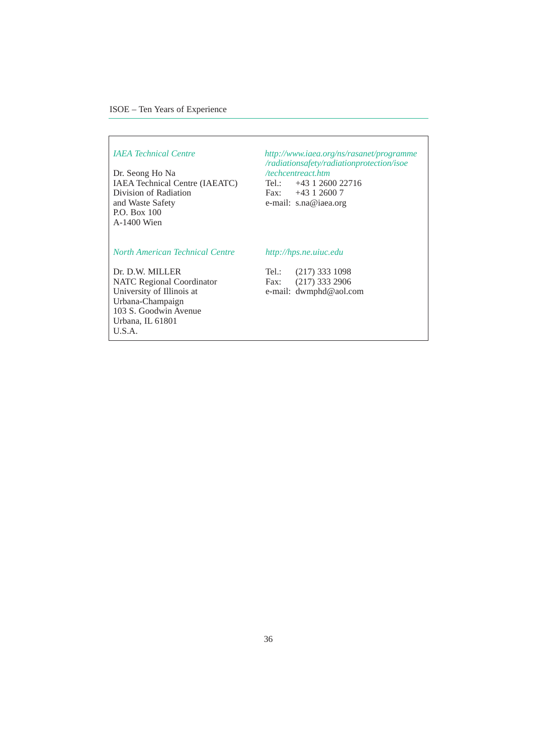*IAEA Technical Centre*

*http://www.iaea.org/ns/rasanet/programme/radiationsafety/radiationprotection/isoe/techcentreact.htm*

Dr. Seong Ho Na  
IAEA Technical Centre (IAEATC)  
Division of Radiation  
and Waste Safety  
P.O. Box 100  
A-1400 Wien

Tel.: +43 1 2600 22716  
Fax: +43 1 2600 7  
e-mail: s.na@iaea.org

*North American Technical Centre*

*http://hps.ne.uiuc.edu*

Dr. D.W. MILLER  
NATC Regional Coordinator  
University of Illinois at  
Urbana-Champaign  
103 S. Goodwin Avenue  
Urbana, IL 61801  
U.S.A.

Tel.: (217) 333 1098  
Fax: (217) 333 2906  
e-mail: dwmphd@aol.com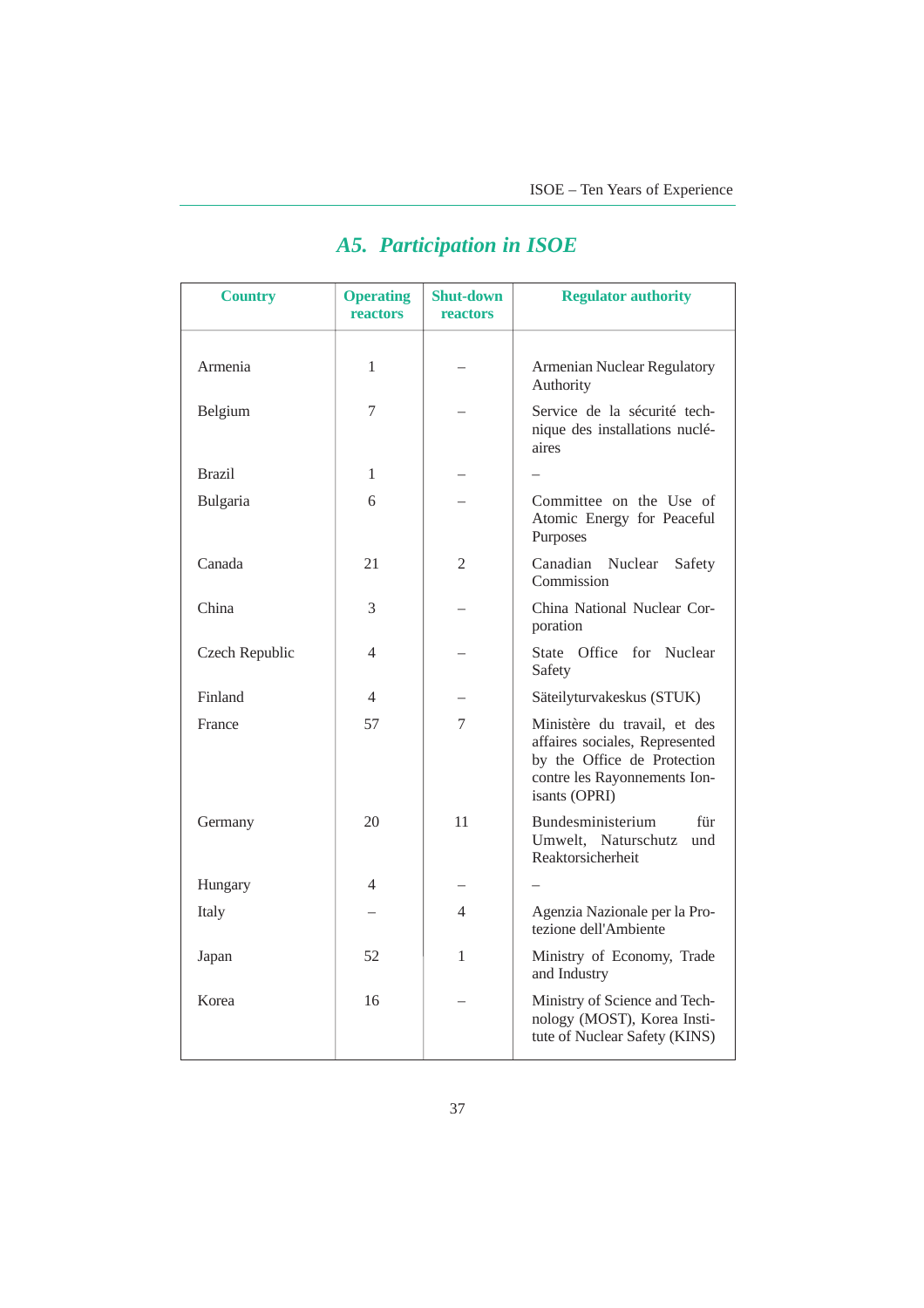## A5. Participation in ISOE

| Country | Operating reactors | Shut-down reactors | Regulator authority |
|---|---|---|---|
| Armenia | 1 | – | Armenian Nuclear Regulatory Authority |
| Belgium | 7 | – | Service de la sécurité technique des installations nucléaires |
| Brazil | 1 | – | – |
| Bulgaria | 6 | – | Committee on the Use of Atomic Energy for Peaceful Purposes |
| Canada | 21 | 2 | Canadian Nuclear Safety Commission |
| China | 3 | – | China National Nuclear Corporation |
| Czech Republic | 4 | – | State Office for Nuclear Safety |
| Finland | 4 | – | Säteilyturvakeskus (STUK) |
| France | 57 | 7 | Ministère du travail, et des affaires sociales, Represented by the Office de Protection contre les Rayonnements Ionisants (OPRI) |
| Germany | 20 | 11 | Bundesministerium für Umwelt, Naturschutz und Reaktorsicherheit |
| Hungary | 4 | – | – |
| Italy | – | 4 | Agenzia Nazionale per la Protezione dell'Ambiente |
| Japan | 52 | 1 | Ministry of Economy, Trade and Industry |
| Korea | 16 | – | Ministry of Science and Technology (MOST), Korea Institute of Nuclear Safety (KINS) |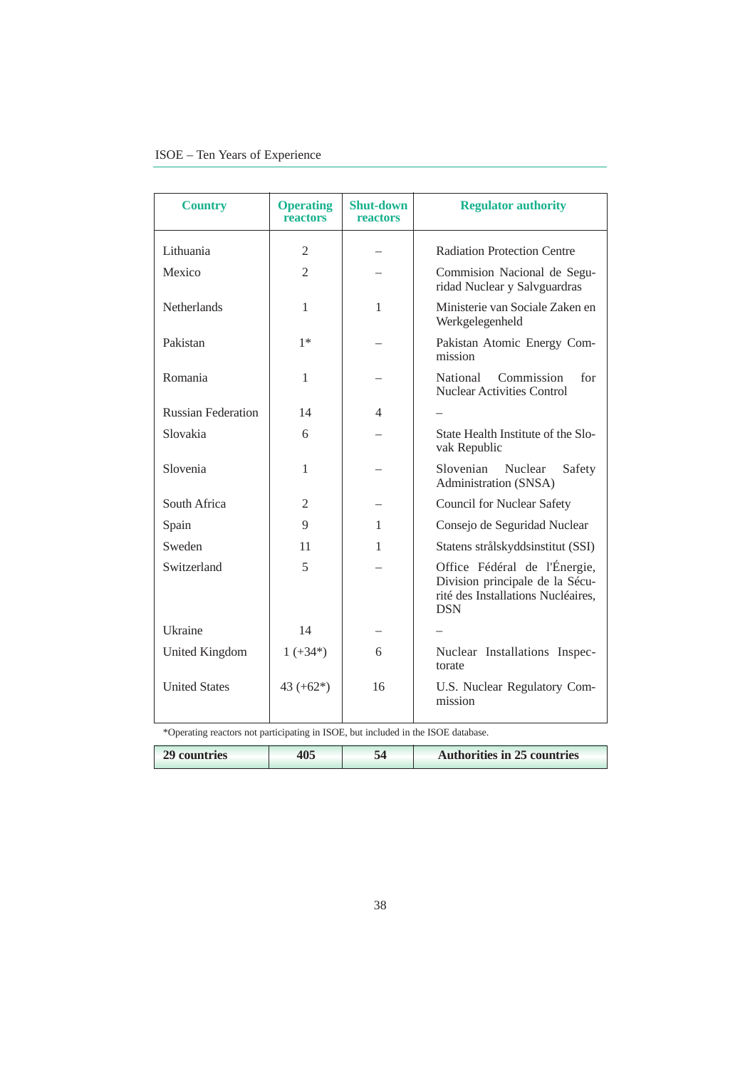| Country | Operating reactors | Shut-down reactors | Regulator authority |
|---|---|---|---|
| Lithuania | 2 | – | Radiation Protection Centre |
| Mexico | 2 | – | Commision Nacional de Seguridad Nuclear y Salvguardras |
| Netherlands | 1 | 1 | Ministerie van Sociale Zaken en Werkgelegenheld |
| Pakistan | 1* | – | Pakistan Atomic Energy Commission |
| Romania | 1 | – | National Commission for Nuclear Activities Control |
| Russian Federation | 14 | 4 | – |
| Slovakia | 6 | – | State Health Institute of the Slovak Republic |
| Slovenia | 1 | – | Slovenian Nuclear Safety Administration (SNSA) |
| South Africa | 2 | – | Council for Nuclear Safety |
| Spain | 9 | 1 | Consejo de Seguridad Nuclear |
| Sweden | 11 | 1 | Statens strålskyddsinstitut (SSI) |
| Switzerland | 5 | – | Office Fédéral de l'Énergie, Division principale de la Sécurité des Installations Nucléaires, DSN |
| Ukraine | 14 | – | – |
| United Kingdom | 1 (+34*) | 6 | Nuclear Installations Inspectorate |
| United States | 43 (+62*) | 16 | U.S. Nuclear Regulatory Commission |
| **29 countries** | **405** | **54** | **Authorities in 25 countries** |

*Operating reactors not participating in ISOE, but included in the ISOE database.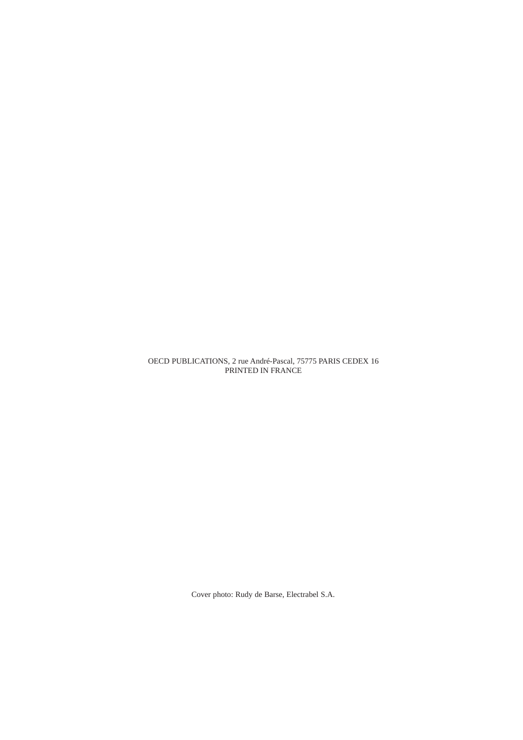OECD PUBLICATIONS, 2 rue André-Pascal, 75775 PARIS CEDEX 16
PRINTED IN FRANCE

Cover photo: Rudy de Barse, Electrabel S.A.